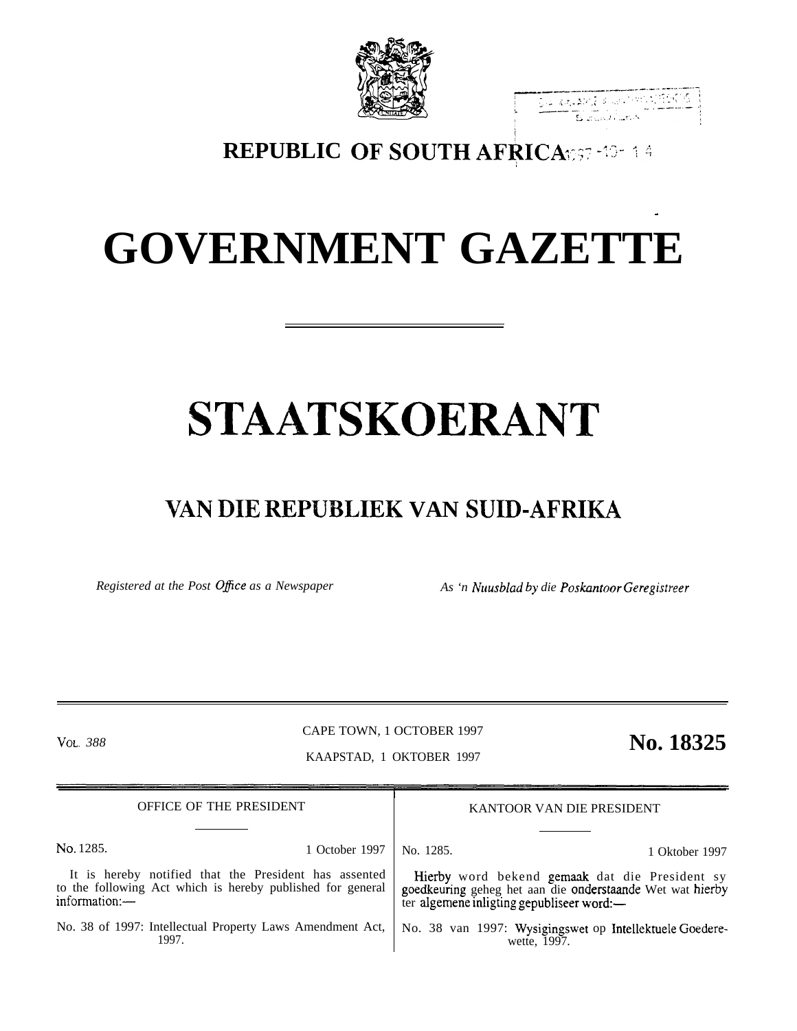# REPUBLIC OF SOUTH AFRICA

# GOVERNMENT GAZETTE

# STAATSKOERANT

## VAN DIE REPUBLIEK VAN SUID-AFRIKA

*Registered at the Post Office as a Newspaper*

*As 'n Nuusblad by die Poskantoor Geregistreer*

VOL. 388

CAPE TOWN, 1 OCTOBER 1997

KAAPSTAD, 1 OKTOBER 1997

**No. 18325**

OFFICE OF THE PRESIDENT

No. 1285. 1 October 1997

It is hereby notified that the President has assented to the following Act which is hereby published for general information:—

No. 38 of 1997: Intellectual Property Laws Amendment Act, 1997.

KANTOOR VAN DIE PRESIDENT

No. 1285. 1 Oktober 1997

Hierby word bekend gemaak dat die President sy goedkeuring geheg het aan die onderstaande Wet wat hierby ter algemene inligting gepubliseer word:—

No. 38 van 1997: Wysigingswet op Intellektuele Goedere-wette, 1997.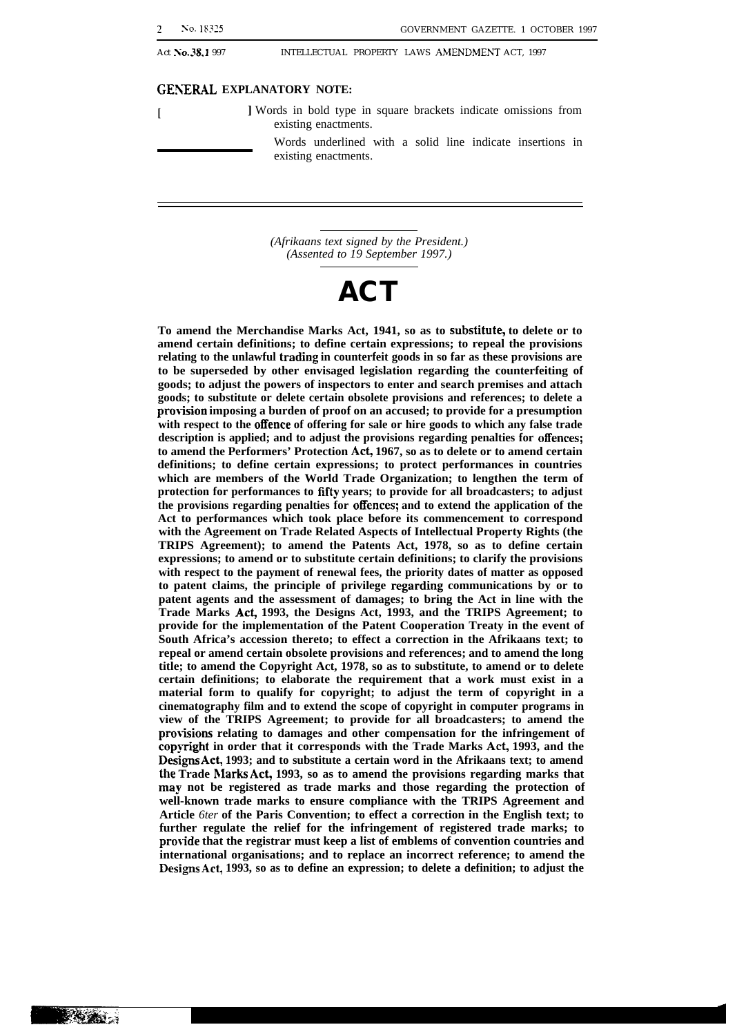**GENERAL EXPLANATORY NOTE:**

[ ] Words in bold type in square brackets indicate omissions from existing enactments.

\_\_\_\_\_\_ Words underlined with a solid line indicate insertions in existing enactments.

*(Afrikaans text signed by the President.)*
*(Assented to 19 September 1997.)*

# ACT

**To amend the Merchandise Marks Act, 1941, so as to substitute, to delete or to amend certain definitions; to define certain expressions; to repeal the provisions relating to the unlawful trading in counterfeit goods in so far as these provisions are to be superseded by other envisaged legislation regarding the counterfeiting of goods; to adjust the powers of inspectors to enter and search premises and attach goods; to substitute or delete certain obsolete provisions and references; to delete a provision imposing a burden of proof on an accused; to provide for a presumption with respect to the offence of offering for sale or hire goods to which any false trade description is applied; and to adjust the provisions regarding penalties for offences; to amend the Performers' Protection Act, 1967, so as to delete or to amend certain definitions; to define certain expressions; to protect performances in countries which are members of the World Trade Organization; to lengthen the term of protection for performances to fifty years; to provide for all broadcasters; to adjust the provisions regarding penalties for offences; and to extend the application of the Act to performances which took place before its commencement to correspond with the Agreement on Trade Related Aspects of Intellectual Property Rights (the TRIPS Agreement); to amend the Patents Act, 1978, so as to define certain expressions; to amend or to substitute certain definitions; to clarify the provisions with respect to the payment of renewal fees, the priority dates of matter as opposed to patent claims, the principle of privilege regarding communications by or to patent agents and the assessment of damages; to bring the Act in line with the Trade Marks Act, 1993, the Designs Act, 1993, and the TRIPS Agreement; to provide for the implementation of the Patent Cooperation Treaty in the event of South Africa's accession thereto; to effect a correction in the Afrikaans text; to repeal or amend certain obsolete provisions and references; and to amend the long title; to amend the Copyright Act, 1978, so as to substitute, to amend or to delete certain definitions; to elaborate the requirement that a work must exist in a material form to qualify for copyright; to adjust the term of copyright in a cinematography film and to extend the scope of copyright in computer programs in view of the TRIPS Agreement; to provide for all broadcasters; to amend the provisions relating to damages and other compensation for the infringement of copyright in order that it corresponds with the Trade Marks Act, 1993, and the Designs Act, 1993; and to substitute a certain word in the Afrikaans text; to amend the Trade Marks Act, 1993, so as to amend the provisions regarding marks that may not be registered as trade marks and those regarding the protection of well-known trade marks to ensure compliance with the TRIPS Agreement and Article *6ter* of the Paris Convention; to effect a correction in the English text; to further regulate the relief for the infringement of registered trade marks; to provide that the registrar must keep a list of emblems of convention countries and international organisations; and to replace an incorrect reference; to amend the Designs Act, 1993, so as to define an expression; to delete a definition; to adjust the**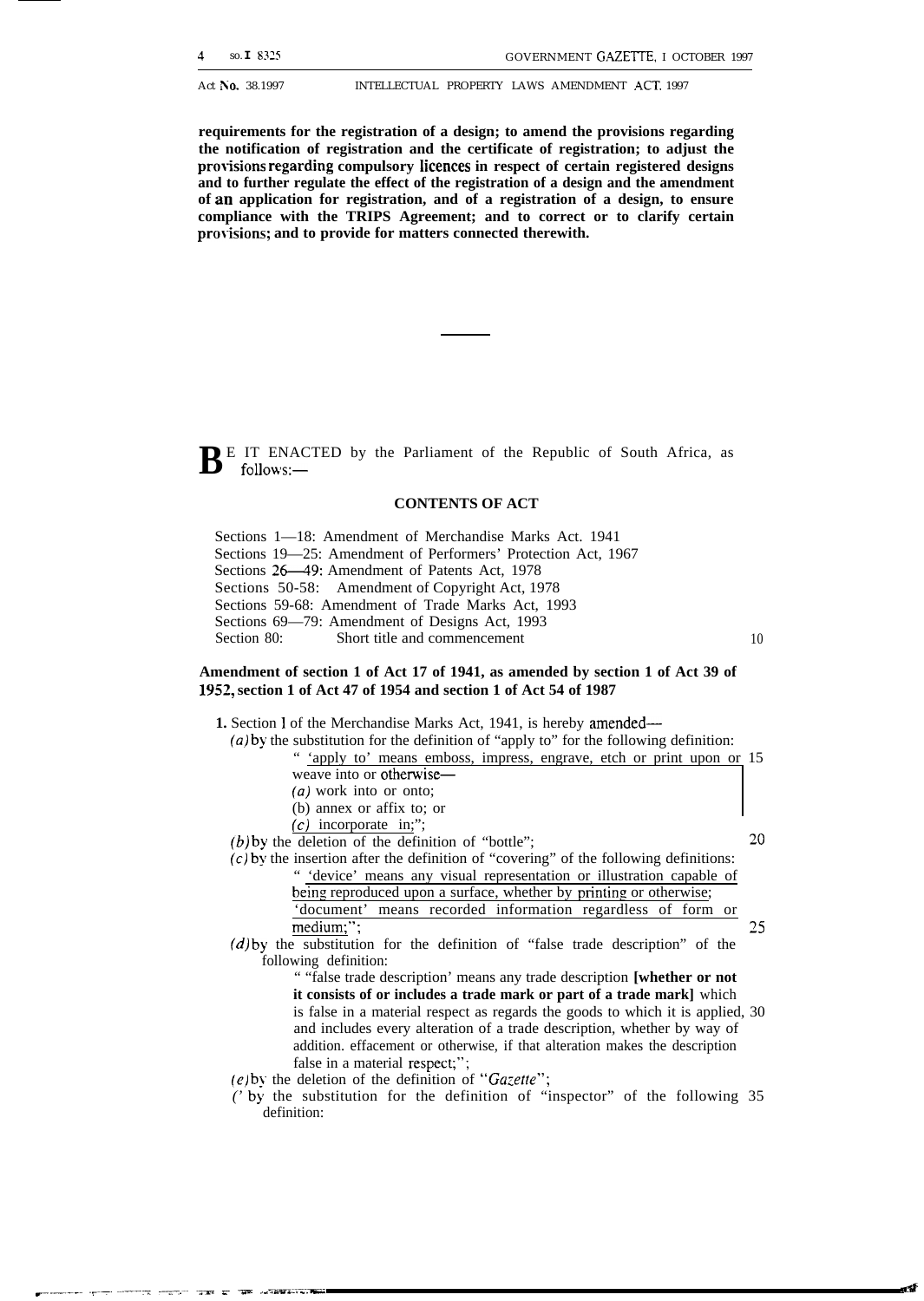**requirements for the registration of a design; to amend the provisions regarding the notification of registration and the certificate of registration; to adjust the provisions regarding compulsory licences in respect of certain registered designs and to further regulate the effect of the registration of a design and the amendment of an application for registration, and of a registration of a design, to ensure compliance with the TRIPS Agreement; and to correct or to clarify certain provisions; and to provide for matters connected therewith.**

---

BE IT ENACTED by the Parliament of the Republic of South Africa, as follows:—

**CONTENTS OF ACT**

Sections 1—18: Amendment of Merchandise Marks Act. 1941
Sections 19—25: Amendment of Performers' Protection Act, 1967
Sections 26—49: Amendment of Patents Act, 1978
Sections 50-58: Amendment of Copyright Act, 1978
Sections 59-68: Amendment of Trade Marks Act, 1993
Sections 69—79: Amendment of Designs Act, 1993
Section 80: Short title and commencement

**Amendment of section 1 of Act 17 of 1941, as amended by section 1 of Act 39 of 1952, section 1 of Act 47 of 1954 and section 1 of Act 54 of 1987**

**1.** Section 1 of the Merchandise Marks Act, 1941, is hereby amended—

*(a)* by the substitution for the definition of "apply to" for the following definition:
" 'apply to' means emboss, impress, engrave, etch or print upon or weave into or otherwise—
*(a)* work into or onto;
(b) annex or affix to; or
*(c)* incorporate in;";

*(b)* by the deletion of the definition of "bottle";

*(c)* by the insertion after the definition of "covering" of the following definitions:
" 'device' means any visual representation or illustration capable of being reproduced upon a surface, whether by printing or otherwise;
'document' means recorded information regardless of form or medium;";

*(d)* by the substitution for the definition of "false trade description" of the following definition:
" "false trade description' means any trade description **[whether or not it consists of or includes a trade mark or part of a trade mark]** which is false in a material respect as regards the goods to which it is applied, and includes every alteration of a trade description, whether by way of addition. effacement or otherwise, if that alteration makes the description false in a material respect;";

*(e)* by the deletion of the definition of "*Gazette*";

*(f)* by the substitution for the definition of "inspector" of the following definition: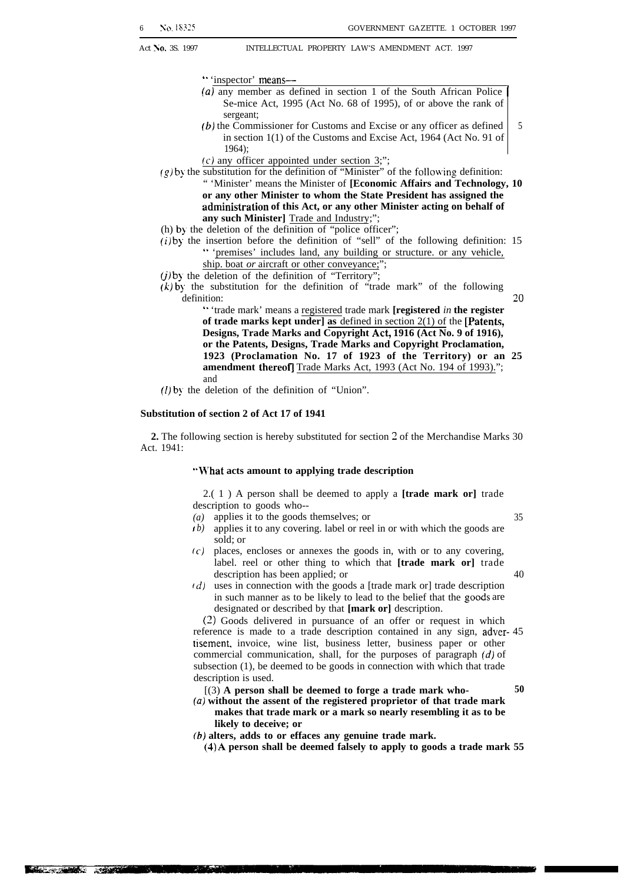"'inspector' means—

(a) any member as defined in section 1 of the South African Police Se-mice Act, 1995 (Act No. 68 of 1995), of or above the rank of sergeant;

(b) the Commissioner for Customs and Excise or any officer as defined in section 1(1) of the Customs and Excise Act, 1964 (Act No. 91 of 1964);

(c) any officer appointed under section 3;";

(g) by the substitution for the definition of "Minister" of the following definition:

"'Minister' means the Minister of **[Economic Affairs and Technology, or any other Minister to whom the State President has assigned the administration of this Act, or any other Minister acting on behalf of any such Minister]** Trade and Industry;";

(h) by the deletion of the definition of "police officer";

(i) by the insertion before the definition of "sell" of the following definition:

"'premises' includes land, any building or structure. or any vehicle, ship. boat *or* aircraft or other conveyance;";

(j) by the deletion of the definition of "Territory";

(k) by the substitution for the definition of "trade mark" of the following definition:

"'trade mark' means a registered trade mark **[registered** *in* **the register of trade marks kept under] as** defined in section 2(1) of the **[Patents, Designs, Trade Marks and Copyright Act, 1916 (Act No. 9 of 1916), or the Patents, Designs, Trade Marks and Copyright Proclamation, 1923 (Proclamation No. 17 of 1923 of the Territory) or an amendment thereof]** Trade Marks Act, 1993 (Act No. 194 of 1993)."; and

(l) by the deletion of the definition of "Union".

**Substitution of section 2 of Act 17 of 1941**

**2.** The following section is hereby substituted for section 2 of the Merchandise Marks Act. 1941:

"**What acts amount to applying trade description**

2.(1) A person shall be deemed to apply a **[trade mark or]** trade description to goods who--

(a) applies it to the goods themselves; or

(b) applies it to any covering. label or reel in or with which the goods are sold; or

(c) places, encloses or annexes the goods in, with or to any covering, label. reel or other thing to which that **[trade mark or]** trade description has been applied; or

(d) uses in connection with the goods a [trade mark or] trade description in such manner as to be likely to lead to the belief that the goods are designated or described by that **[mark or]** description.

(2) Goods delivered in pursuance of an offer or request in which reference is made to a trade description contained in any sign, advertisement, invoice, wine list, business letter, business paper or other commercial communication, shall, for the purposes of paragraph (d) of subsection (1), be deemed to be goods in connection with which that trade description is used.

[(3) **A person shall be deemed to forge a trade mark who-**

**(a) without the assent of the registered proprietor of that trade mark makes that trade mark or a mark so nearly resembling it as to be likely to deceive; or**

**(b) alters, adds to or effaces any genuine trade mark.**

**(4) A person shall be deemed falsely to apply to goods a trade mark**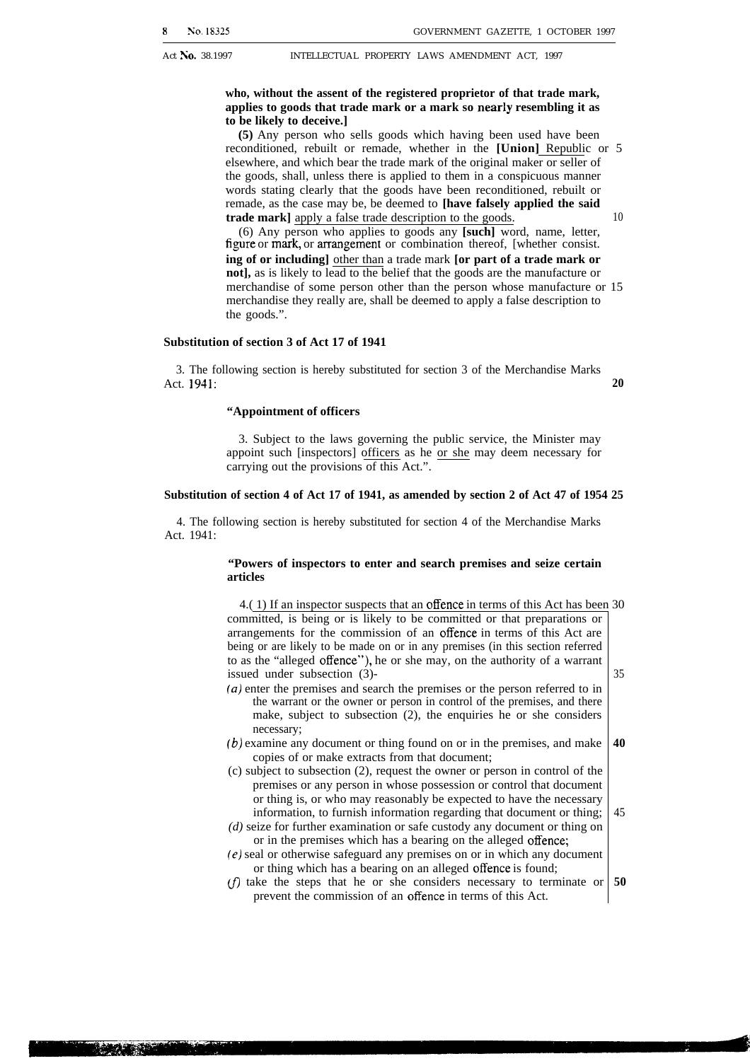**who, without the assent of the registered proprietor of that trade mark, applies to goods that trade mark or a mark so nearly resembling it as to be likely to deceive.]**

**(5)** Any person who sells goods which having been used have been reconditioned, rebuilt or remade, whether in the **[Union]** Republic or elsewhere, and which bear the trade mark of the original maker or seller of the goods, shall, unless there is applied to them in a conspicuous manner words stating clearly that the goods have been reconditioned, rebuilt or remade, as the case may be, be deemed to **[have falsely applied the said trade mark]** apply a false trade description to the goods.

(6) Any person who applies to goods any **[such]** word, name, letter, figure or mark, or arrangement or combination thereof, [whether consist. **ing of or including]** other than a trade mark **[or part of a trade mark or not],** as is likely to lead to the belief that the goods are the manufacture or merchandise of some person other than the person whose manufacture or merchandise they really are, shall be deemed to apply a false description to the goods.".

**Substitution of section 3 of Act 17 of 1941**

3. The following section is hereby substituted for section 3 of the Merchandise Marks Act. 1941:

**"Appointment of officers**

3. Subject to the laws governing the public service, the Minister may appoint such [inspectors] officers as he or she may deem necessary for carrying out the provisions of this Act.".

**Substitution of section 4 of Act 17 of 1941, as amended by section 2 of Act 47 of 1954**

4. The following section is hereby substituted for section 4 of the Merchandise Marks Act. 1941:

**"Powers of inspectors to enter and search premises and seize certain articles**

4.(1) If an inspector suspects that an offence in terms of this Act has been committed, is being or is likely to be committed or that preparations or arrangements for the commission of an offence in terms of this Act are being or are likely to be made on or in any premises (in this section referred to as the "alleged offence"), he or she may, on the authority of a warrant issued under subsection (3)-

*(a)* enter the premises and search the premises or the person referred to in the warrant or the owner or person in control of the premises, and there make, subject to subsection (2), the enquiries he or she considers necessary;

*(b)* examine any document or thing found on or in the premises, and make copies of or make extracts from that document;

(c) subject to subsection (2), request the owner or person in control of the premises or any person in whose possession or control that document or thing is, or who may reasonably be expected to have the necessary information, to furnish information regarding that document or thing;

*(d)* seize for further examination or safe custody any document or thing on or in the premises which has a bearing on the alleged offence;

*(e)* seal or otherwise safeguard any premises on or in which any document or thing which has a bearing on an alleged offence is found;

*(f)* take the steps that he or she considers necessary to terminate or prevent the commission of an offence in terms of this Act.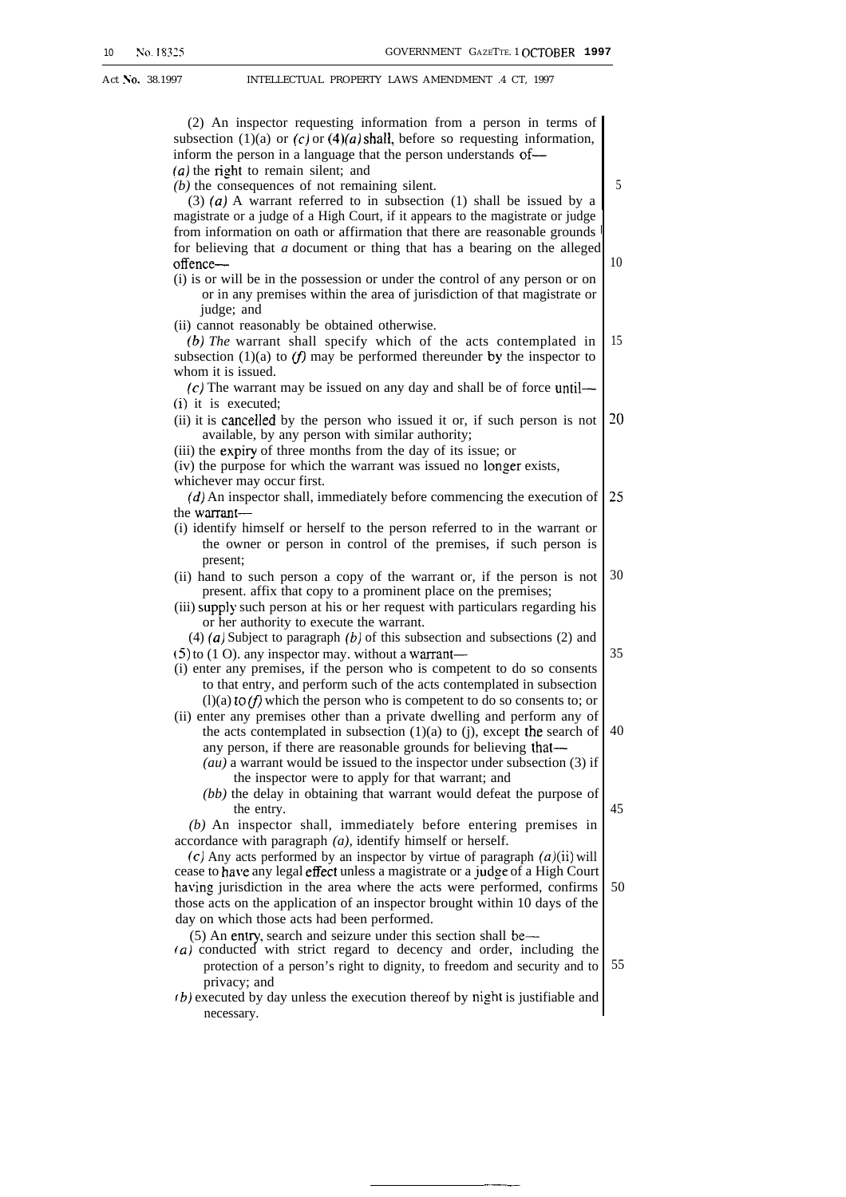(2) An inspector requesting information from a person in terms of subsection (1)(a) or *(c)* or (4)*(a)* shall, before so requesting information, inform the person in a language that the person understands of—

*(a)* the right to remain silent; and

*(b)* the consequences of not remaining silent.

(3) *(a)* A warrant referred to in subsection (1) shall be issued by a magistrate or a judge of a High Court, if it appears to the magistrate or judge from information on oath or affirmation that there are reasonable grounds for believing that *a* document or thing that has a bearing on the alleged offence—

(i) is or will be in the possession or under the control of any person or on or in any premises within the area of jurisdiction of that magistrate or judge; and

(ii) cannot reasonably be obtained otherwise.

*(b) The* warrant shall specify which of the acts contemplated in subsection (1)(a) to *(f)* may be performed thereunder by the inspector to whom it is issued.

*(c)* The warrant may be issued on any day and shall be of force until—

(i) it is executed;

(ii) it is cancelled by the person who issued it or, if such person is not available, by any person with similar authority;

(iii) the expiry of three months from the day of its issue; or

(iv) the purpose for which the warrant was issued no longer exists,

whichever may occur first.

*(d)* An inspector shall, immediately before commencing the execution of the warrant—

(i) identify himself or herself to the person referred to in the warrant or the owner or person in control of the premises, if such person is present;

(ii) hand to such person a copy of the warrant or, if the person is not present. affix that copy to a prominent place on the premises;

(iii) supply such person at his or her request with particulars regarding his or her authority to execute the warrant.

(4) *(a)* Subject to paragraph *(b)* of this subsection and subsections (2) and (5) to (1 O). any inspector may. without a warrant—

(i) enter any premises, if the person who is competent to do so consents to that entry, and perform such of the acts contemplated in subsection (l)(a) to *(f)* which the person who is competent to do so consents to; or

(ii) enter any premises other than a private dwelling and perform any of the acts contemplated in subsection (1)(a) to (j), except the search of any person, if there are reasonable grounds for believing that—

*(aa)* a warrant would be issued to the inspector under subsection (3) if the inspector were to apply for that warrant; and

*(bb)* the delay in obtaining that warrant would defeat the purpose of the entry.

*(b)* An inspector shall, immediately before entering premises in accordance with paragraph *(a),* identify himself or herself.

*(c)* Any acts performed by an inspector by virtue of paragraph *(a)*(ii) will cease to have any legal effect unless a magistrate or a judge of a High Court having jurisdiction in the area where the acts were performed, confirms those acts on the application of an inspector brought within 10 days of the day on which those acts had been performed.

(5) An entry, search and seizure under this section shall be—

*(a)* conducted with strict regard to decency and order, including the protection of a person's right to dignity, to freedom and security and to privacy; and

*(b)* executed by day unless the execution thereof by night is justifiable and necessary.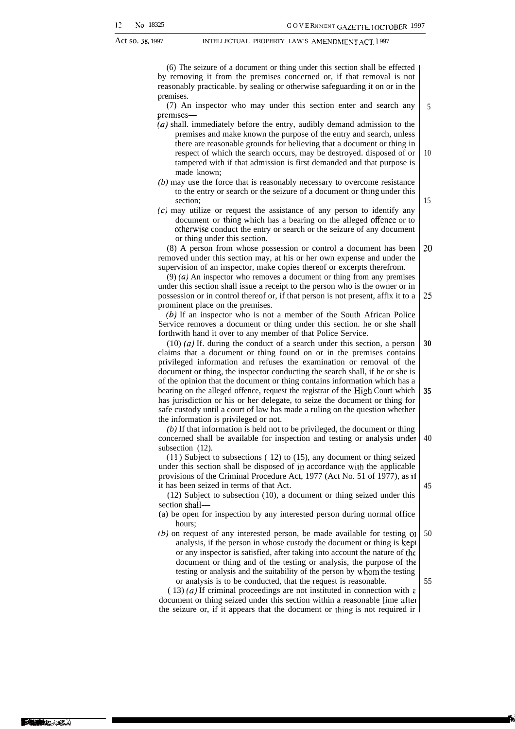(6) The seizure of a document or thing under this section shall be effected by removing it from the premises concerned or, if that removal is not reasonably practicable. by sealing or otherwise safeguarding it on or in the premises.

(7) An inspector who may under this section enter and search any premises—

*(a)* shall. immediately before the entry, audibly demand admission to the premises and make known the purpose of the entry and search, unless there are reasonable grounds for believing that a document or thing in respect of which the search occurs, may be destroyed. disposed of or tampered with if that admission is first demanded and that purpose is made known;

*(b)* may use the force that is reasonably necessary to overcome resistance to the entry or search or the seizure of a document or thing under this section;

*(c)* may utilize or request the assistance of any person to identify any document or thing which has a bearing on the alleged offence or to otherwise conduct the entry or search or the seizure of any document or thing under this section.

(8) A person from whose possession or control a document has been removed under this section may, at his or her own expense and under the supervision of an inspector, make copies thereof or excerpts therefrom.

(9) *(a)* An inspector who removes a document or thing from any premises under this section shall issue a receipt to the person who is the owner or in possession or in control thereof or, if that person is not present, affix it to a prominent place on the premises.

*(b)* If an inspector who is not a member of the South African Police Service removes a document or thing under this section. he or she shall forthwith hand it over to any member of that Police Service.

(10) *(a)* If. during the conduct of a search under this section, a person claims that a document or thing found on or in the premises contains privileged information and refuses the examination or removal of the document or thing, the inspector conducting the search shall, if he or she is of the opinion that the document or thing contains information which has a bearing on the alleged offence, request the registrar of the High Court which has jurisdiction or his or her delegate, to seize the document or thing for safe custody until a court of law has made a ruling on the question whether the information is privileged or not.

*(b)* If that information is held not to be privileged, the document or thing concerned shall be available for inspection and testing or analysis under subsection (12).

(11) Subject to subsections (12) to (15), any document or thing seized under this section shall be disposed of in accordance with the applicable provisions of the Criminal Procedure Act, 1977 (Act No. 51 of 1977), as if it has been seized in terms of that Act.

(12) Subject to subsection (10), a document or thing seized under this section shall—

(a) be open for inspection by any interested person during normal office hours;

*(b)* on request of any interested person, be made available for testing or analysis, if the person in whose custody the document or thing is kept or any inspector is satisfied, after taking into account the nature of the document or thing and of the testing or analysis, the purpose of the testing or analysis and the suitability of the person by whom the testing or analysis is to be conducted, that the request is reasonable.

(13) *(a)* If criminal proceedings are not instituted in connection with a document or thing seized under this section within a reasonable [ime after the seizure or, if it appears that the document or thing is not required in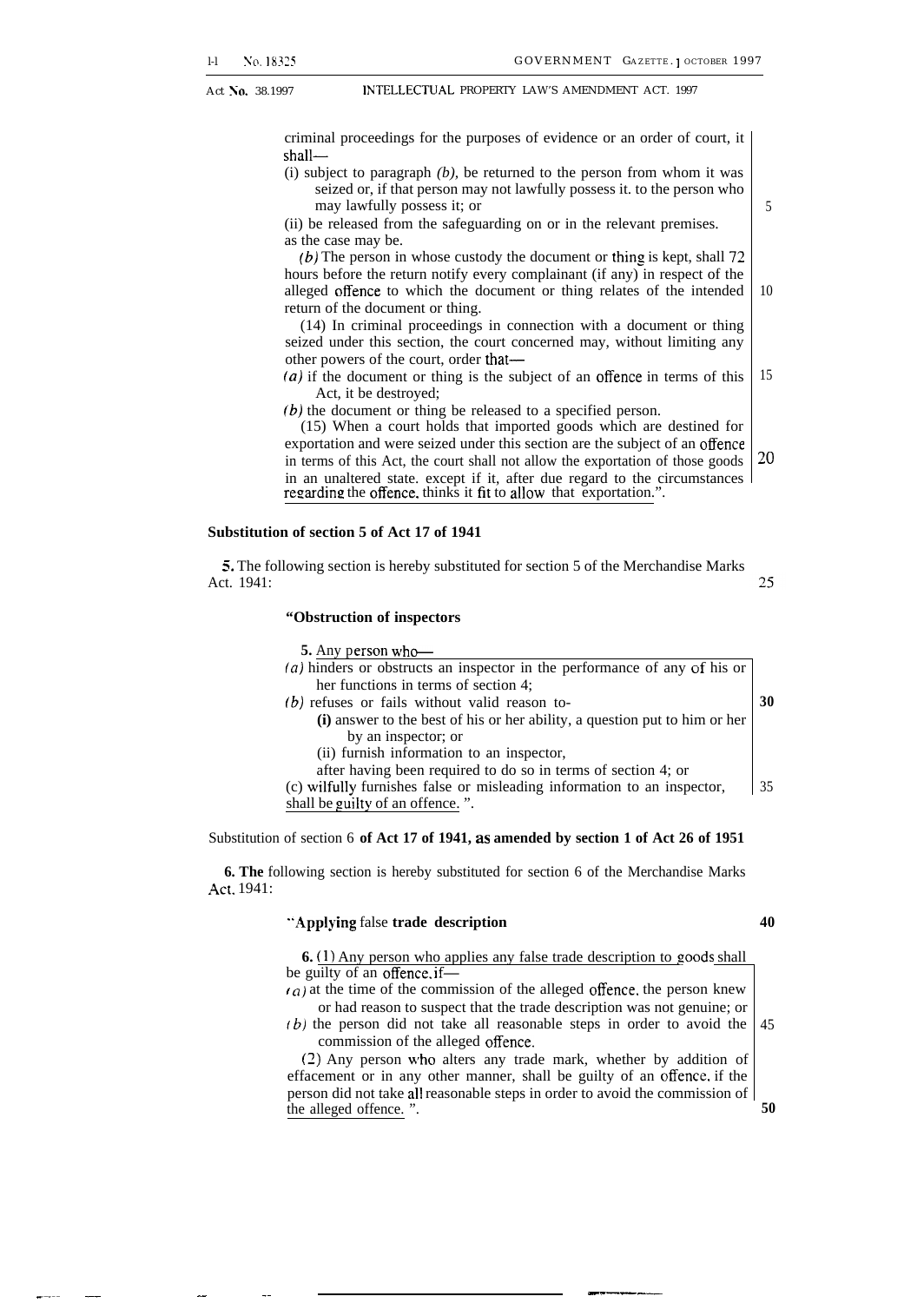criminal proceedings for the purposes of evidence or an order of court, it shall—

(i) subject to paragraph *(b)*, be returned to the person from whom it was seized or, if that person may not lawfully possess it. to the person who may lawfully possess it; or

(ii) be released from the safeguarding on or in the relevant premises.

as the case may be.

*(b)* The person in whose custody the document or thing is kept, shall 72 hours before the return notify every complainant (if any) in respect of the alleged offence to which the document or thing relates of the intended return of the document or thing.

(14) In criminal proceedings in connection with a document or thing seized under this section, the court concerned may, without limiting any other powers of the court, order that—

*(a)* if the document or thing is the subject of an offence in terms of this Act, it be destroyed;

*(b)* the document or thing be released to a specified person.

(15) When a court holds that imported goods which are destined for exportation and were seized under this section are the subject of an offence in terms of this Act, the court shall not allow the exportation of those goods in an unaltered state. except if it, after due regard to the circumstances regarding the offence. thinks it fit to allow that exportation.".

**Substitution of section 5 of Act 17 of 1941**

**5.** The following section is hereby substituted for section 5 of the Merchandise Marks Act. 1941:

**"Obstruction of inspectors**

**5.** Any person who—

*(a)* hinders or obstructs an inspector in the performance of any of his or her functions in terms of section 4;

*(b)* refuses or fails without valid reason to-

(i) answer to the best of his or her ability, a question put to him or her by an inspector; or

(ii) furnish information to an inspector,

after having been required to do so in terms of section 4; or

(c) wilfully furnishes false or misleading information to an inspector,

shall be guilty of an offence. ".

Substitution of section 6 **of Act 17 of 1941, as amended by section 1 of Act 26 of 1951**

**6. The** following section is hereby substituted for section 6 of the Merchandise Marks Act. 1941:

**"Applying false trade description**

**6.** (1) Any person who applies any false trade description to goods shall be guilty of an offence. if—

*(a)* at the time of the commission of the alleged offence. the person knew or had reason to suspect that the trade description was not genuine; or

*(b)* the person did not take all reasonable steps in order to avoid the commission of the alleged offence.

(2) Any person who alters any trade mark, whether by addition of effacement or in any other manner, shall be guilty of an offence. if the person did not take all reasonable steps in order to avoid the commission of the alleged offence. ".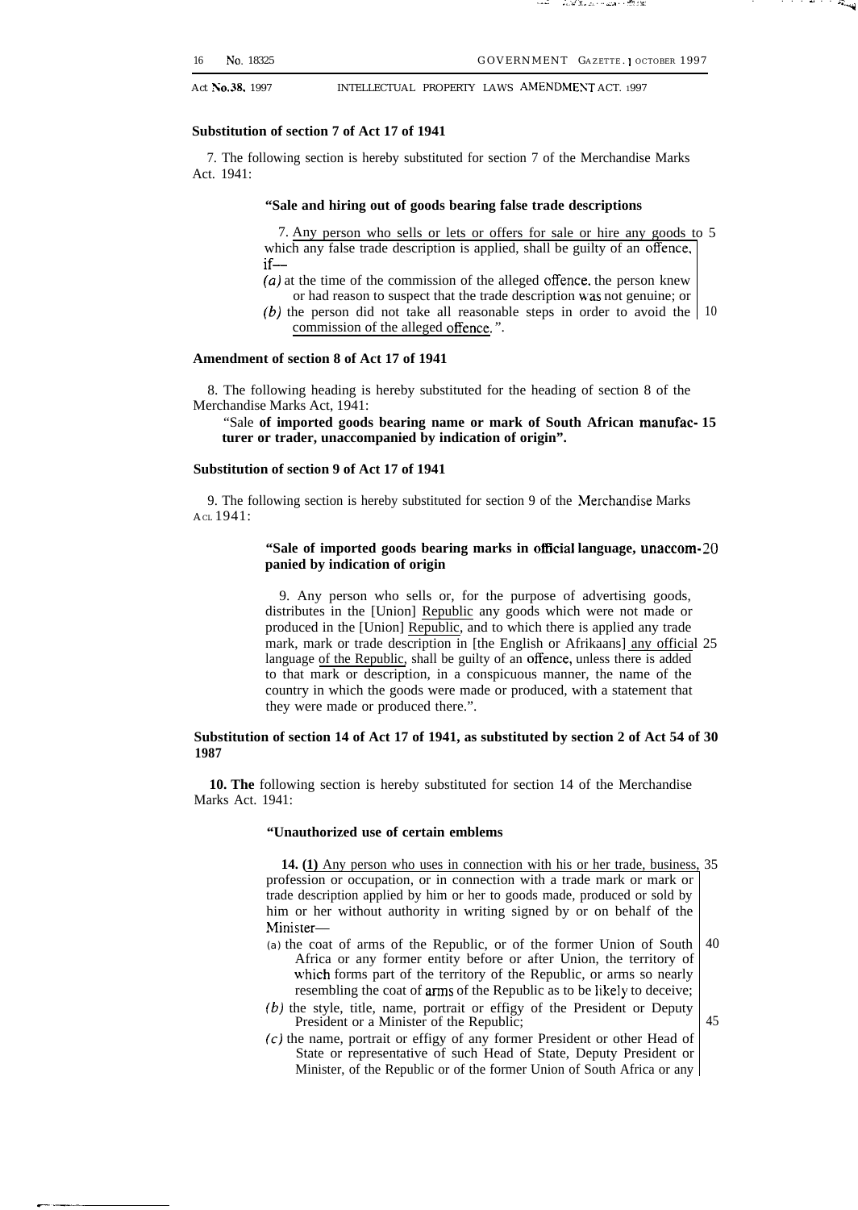### Substitution of section 7 of Act 17 of 1941

7. The following section is hereby substituted for section 7 of the Merchandise Marks Act. 1941:

> **"Sale and hiring out of goods bearing false trade descriptions**
>
> 7. Any person who sells or lets or offers for sale or hire any goods to which any false trade description is applied, shall be guilty of an offence, if—
>
> *(a)* at the time of the commission of the alleged offence, the person knew or had reason to suspect that the trade description was not genuine; or
>
> *(b)* the person did not take all reasonable steps in order to avoid the commission of the alleged offence.".

### Amendment of section 8 of Act 17 of 1941

8. The following heading is hereby substituted for the heading of section 8 of the Merchandise Marks Act, 1941:

> "Sale **of imported goods bearing name or mark of South African manufacturer or trader, unaccompanied by indication of origin".**

### Substitution of section 9 of Act 17 of 1941

9. The following section is hereby substituted for section 9 of the Merchandise Marks Act 1941:

> **"Sale of imported goods bearing marks in official language, unaccompanied by indication of origin**
>
> 9. Any person who sells or, for the purpose of advertising goods, distributes in the [Union] Republic any goods which were not made or produced in the [Union] Republic, and to which there is applied any trade mark, mark or trade description in [the English or Afrikaans] any official language of the Republic, shall be guilty of an offence, unless there is added to that mark or description, in a conspicuous manner, the name of the country in which the goods were made or produced, with a statement that they were made or produced there.".

### Substitution of section 14 of Act 17 of 1941, as substituted by section 2 of Act 54 of 1987

**10. The** following section is hereby substituted for section 14 of the Merchandise Marks Act. 1941:

> **"Unauthorized use of certain emblems**
>
> **14. (1)** Any person who uses in connection with his or her trade, business, profession or occupation, or in connection with a trade mark or mark or trade description applied by him or her to goods made, produced or sold by him or her without authority in writing signed by or on behalf of the Minister—
>
> (a) the coat of arms of the Republic, or of the former Union of South Africa or any former entity before or after Union, the territory of which forms part of the territory of the Republic, or arms so nearly resembling the coat of arms of the Republic as to be likely to deceive;
>
> *(b)* the style, title, name, portrait or effigy of the President or Deputy President or a Minister of the Republic;
>
> *(c)* the name, portrait or effigy of any former President or other Head of State or representative of such Head of State, Deputy President or Minister, of the Republic or of the former Union of South Africa or any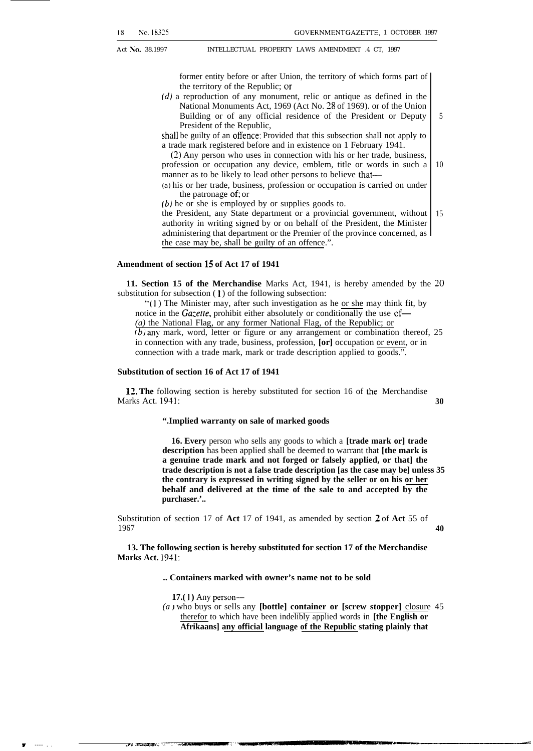former entity before or after Union, the territory of which forms part of the territory of the Republic; or

*(d)* a reproduction of any monument, relic or antique as defined in the National Monuments Act, 1969 (Act No. 28 of 1969). or of the Union Building or of any official residence of the President or Deputy President of the Republic,

shall be guilty of an offence: Provided that this subsection shall not apply to a trade mark registered before and in existence on 1 February 1941.

(2) Any person who uses in connection with his or her trade, business, profession or occupation any device, emblem, title or words in such a manner as to be likely to lead other persons to believe that—

(a) his or her trade, business, profession or occupation is carried on under the patronage of; or

*(b)* he or she is employed by or supplies goods to.

the President, any State department or a provincial government, without authority in writing signed by or on behalf of the President, the Minister administering that department or the Premier of the province concerned, as the case may be, shall be guilty of an offence.".

**Amendment of section 15 of Act 17 of 1941**

**11. Section 15 of the Merchandise** Marks Act, 1941, is hereby amended by the substitution for subsection (1) of the following subsection:

"(1) The Minister may, after such investigation as he or she may think fit, by notice in the *Gazette*, prohibit either absolutely or conditionally the use of—

*(a)* the National Flag, or any former National Flag, of the Republic; or

*(b)* any mark, word, letter or figure or any arrangement or combination thereof, in connection with any trade, business, profession, **[or]** occupation or event, or in connection with a trade mark, mark or trade description applied to goods.".

**Substitution of section 16 of Act 17 of 1941**

**12. The** following section is hereby substituted for section 16 of the Merchandise Marks Act. 1941:

**".Implied warranty on sale of marked goods**

**16. Every** person who sells any goods to which a **[trade mark or] trade description** has been applied shall be deemed to warrant that **[the mark is a genuine trade mark and not forged or falsely applied, or that] the trade description is not a false trade description [as the case may be] unless the contrary is expressed in writing signed by the seller or on his or her behalf and delivered at the time of the sale to and accepted by the purchaser.'..**

Substitution of section 17 of **Act** 17 of 1941, as amended by section **2** of **Act** 55 of 1967

**13. The following section is hereby substituted for section 17 of the Merchandise Marks Act.** 1941:

**.. Containers marked with owner's name not to be sold**

**17.(1)** Any person—

*(a)* who buys or sells any **[bottle] container or [screw stopper]** closure therefor to which have been indelibly applied words in **[the English or Afrikaans] any official language of the Republic stating plainly that**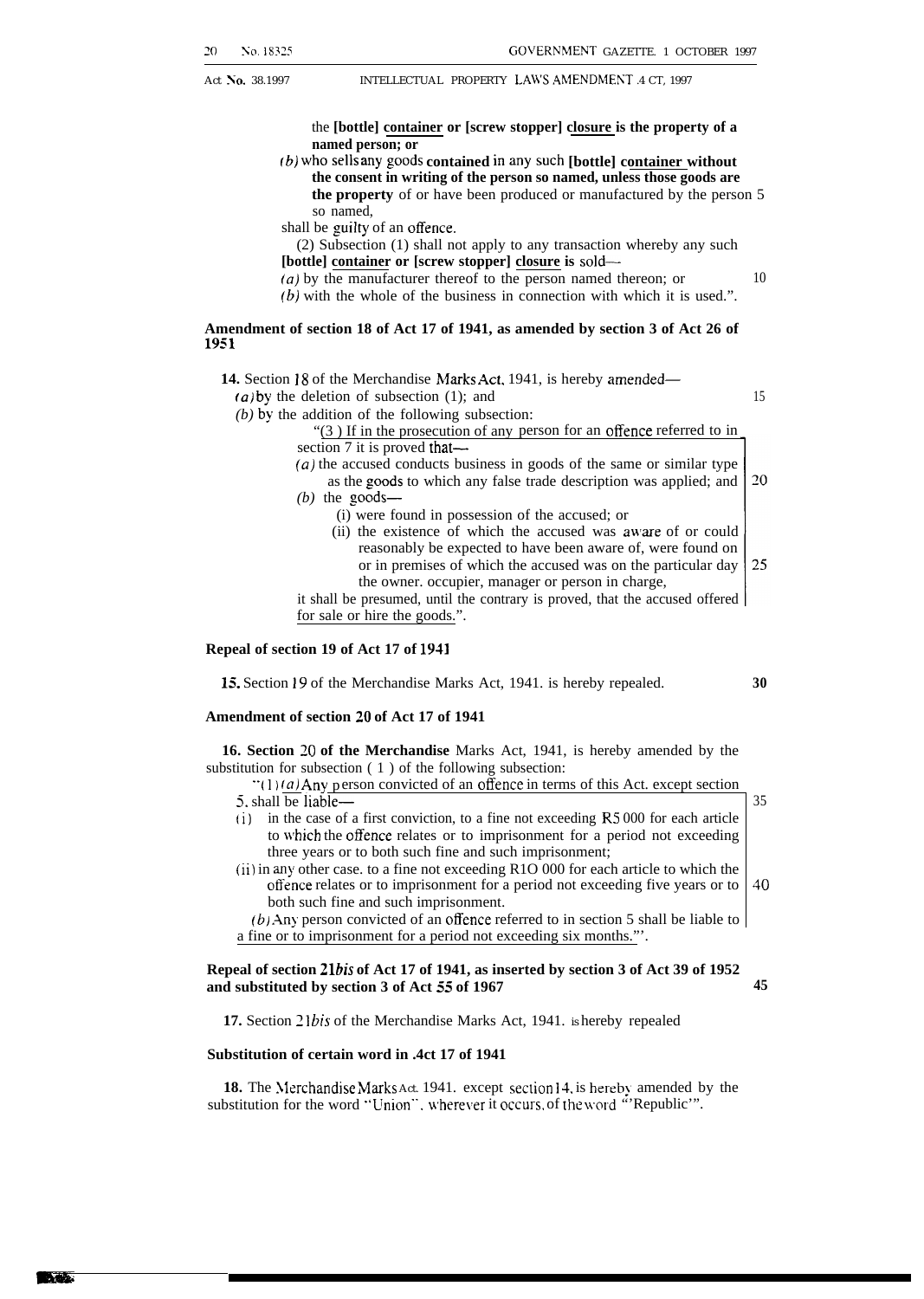the **[bottle] <u>container</u> or [screw stopper] <u>closure</u> is the property of a named person; or**

*(b)* who sells any goods **contained** in any such **[bottle] <u>container</u> without the consent in writing of the person so named, unless those goods are the property** of or have been produced or manufactured by the person so named,

shall be guilty of an offence.

(2) Subsection (1) shall not apply to any transaction whereby any such **[bottle] <u>container</u> or [screw stopper] <u>closure</u> is** sold—

*(a)* by the manufacturer thereof to the person named thereon; or

*(b)* with the whole of the business in connection with which it is used.".

**Amendment of section 18 of Act 17 of 1941, as amended by section 3 of Act 26 of 1951**

**14.** Section 18 of the Merchandise Marks Act, 1941, is hereby amended—

*(a)* by the deletion of subsection (1); and

*(b)* by the addition of the following subsection:

"<u>(3) If in the prosecution of any person for an offence referred to in section 7 it is proved that—</u>

<u>*(a)* the accused conducts business in goods of the same or similar type as the goods to which any false trade description was applied; and</u>

<u>*(b)* the goods—</u>

<u>(i) were found in possession of the accused; or</u>

<u>(ii) the existence of which the accused was aware of or could reasonably be expected to have been aware of, were found on or in premises of which the accused was on the particular day the owner, occupier, manager or person in charge,</u>

<u>it shall be presumed, until the contrary is proved, that the accused offered for sale or hire the goods.</u>".

**Repeal of section 19 of Act 17 of 1941**

**15.** Section 19 of the Merchandise Marks Act, 1941, is hereby repealed.

**Amendment of section 20 of Act 17 of 1941**

**16. Section 20 of the Merchandise** Marks Act, 1941, is hereby amended by the substitution for subsection (1) of the following subsection:

"(1) <u>*(a)* Any</u> person convicted of an offence in terms of this Act, <u>except section 5,</u> shall be liable—

(i) in the case of a first conviction, to a fine not exceeding R5 000 for each article to which the offence relates or to imprisonment for a period not exceeding three years or to both such fine and such imprisonment;

(ii) in any other case, to a fine not exceeding R10 000 for each article to which the offence relates or to imprisonment for a period not exceeding five years or to both such fine and such imprisonment.

<u>*(b)* Any person convicted of an offence referred to in section 5 shall be liable to a fine or to imprisonment for a period not exceeding six months.</u>".

**Repeal of section 21*bis* of Act 17 of 1941, as inserted by section 3 of Act 39 of 1952 and substituted by section 3 of Act 55 of 1967**

**17.** Section 21*bis* of the Merchandise Marks Act, 1941, is hereby repealed

**Substitution of certain word in Act 17 of 1941**

**18.** The Merchandise Marks Act, 1941, except section 14, is hereby amended by the substitution for the word "Union", wherever it occurs, of the word "Republic".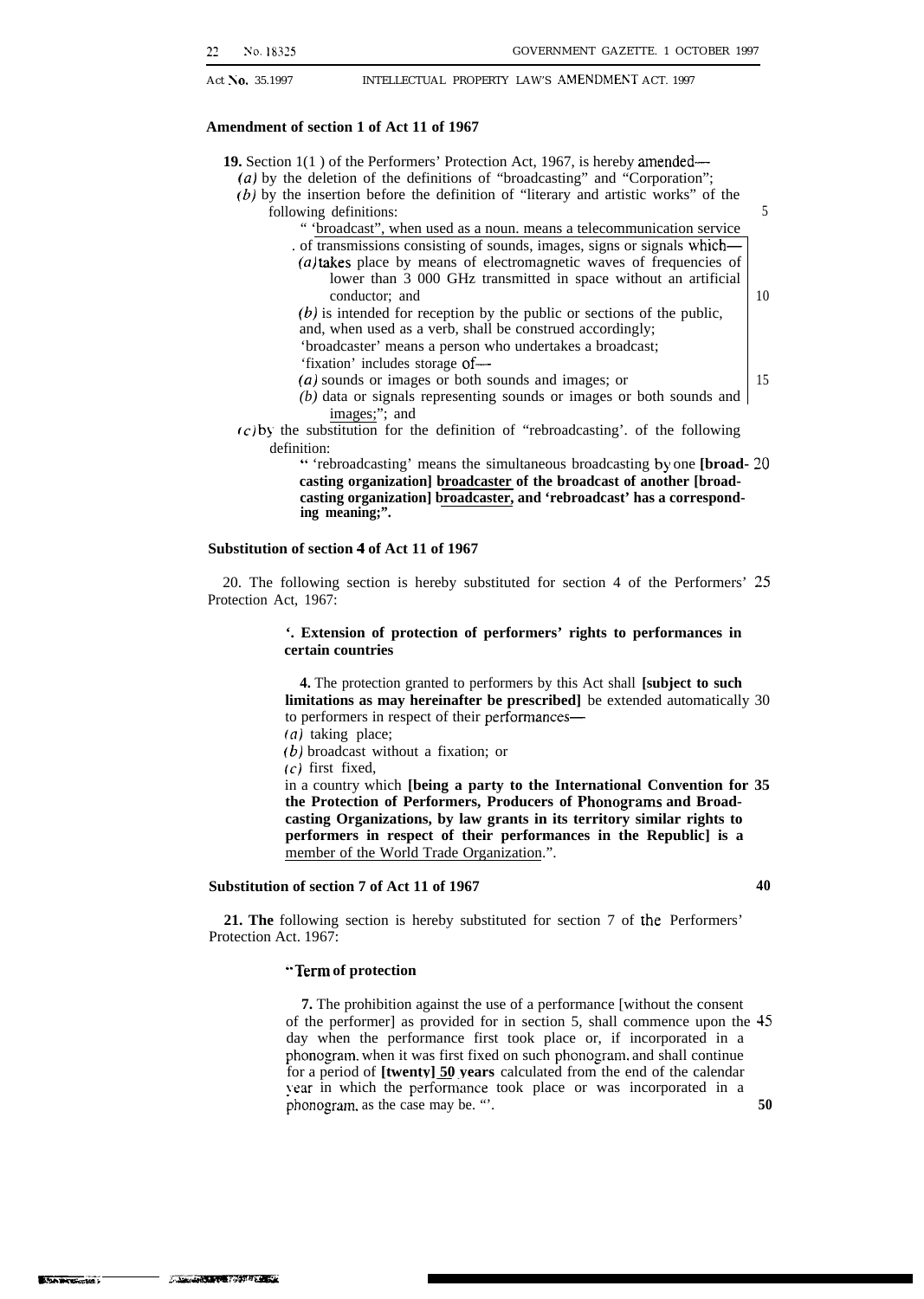## Amendment of section 1 of Act 11 of 1967

**19.** Section 1(1) of the Performers' Protection Act, 1967, is hereby amended—

*(a)* by the deletion of the definitions of "broadcasting" and "Corporation";

*(b)* by the insertion before the definition of "literary and artistic works" of the following definitions:

" 'broadcast", when used as a noun, means a telecommunication service of transmissions consisting of sounds, images, signs or signals which—

*(a)* takes place by means of electromagnetic waves of frequencies of lower than 3 000 GHz transmitted in space without an artificial conductor; and

*(b)* is intended for reception by the public or sections of the public, and, when used as a verb, shall be construed accordingly;

'broadcaster' means a person who undertakes a broadcast;

'fixation' includes storage of—

*(a)* sounds or images or both sounds and images; or

*(b)* data or signals representing sounds or images or both sounds and images;"; and

*(c)* by the substitution for the definition of "rebroadcasting'. of the following definition:

" 'rebroadcasting' means the simultaneous broadcasting by one **[broadcasting organization] broadcaster of the broadcast of another [broadcasting organization] broadcaster, and 'rebroadcast' has a corresponding meaning;".**

## Substitution of section 4 of Act 11 of 1967

20. The following section is hereby substituted for section 4 of the Performers' Protection Act, 1967:

**'. Extension of protection of performers' rights to performances in certain countries**

**4.** The protection granted to performers by this Act shall **[subject to such limitations as may hereinafter be prescribed]** be extended automatically to performers in respect of their performances—

*(a)* taking place;

*(b)* broadcast without a fixation; or

*(c)* first fixed,

in a country which **[being a party to the International Convention for the Protection of Performers, Producers of Phonograms and Broadcasting Organizations, by law grants in its territory similar rights to performers in respect of their performances in the Republic] is a** member of the World Trade Organization.".

## Substitution of section 7 of Act 11 of 1967

**21. The** following section is hereby substituted for section 7 of the Performers' Protection Act. 1967:

**"Term of protection**

**7.** The prohibition against the use of a performance [without the consent of the performer] as provided for in section 5, shall commence upon the day when the performance first took place or, if incorporated in a phonogram, when it was first fixed on such phonogram, and shall continue for a period of **[twenty] 50 years** calculated from the end of the calendar year in which the performance took place or was incorporated in a phonogram, as the case may be. "'.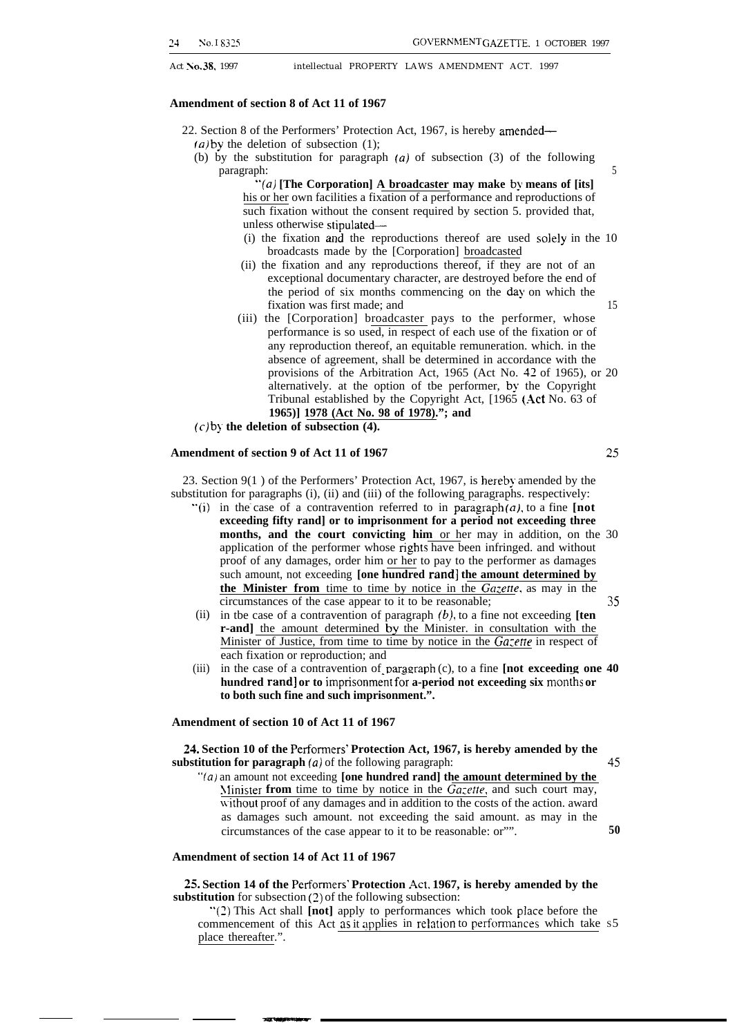## Amendment of section 8 of Act 11 of 1967

22. Section 8 of the Performers' Protection Act, 1967, is hereby amended—

*(a)* by the deletion of subsection (1);

(b) by the substitution for paragraph *(a)* of subsection (3) of the following paragraph:

"*(a)* **[The Corporation]** <u>**A broadcaster**</u> **may make by means of [its]** <u>his or her</u> own facilities a fixation of a performance and reproductions of such fixation without the consent required by section 5. provided that, unless otherwise stipulated—

(i) the fixation and the reproductions thereof are used solely in the broadcasts made by the [Corporation] <u>broadcasted</u>

(ii) the fixation and any reproductions thereof, if they are not of an exceptional documentary character, are destroyed before the end of the period of six months commencing on the day on which the fixation was first made; and

(iii) the [Corporation] <u>broadcaster</u> pays to the performer, whose performance is so used, in respect of each use of the fixation or of any reproduction thereof, an equitable remuneration. which. in the absence of agreement, shall be determined in accordance with the provisions of the Arbitration Act, 1965 (Act No. 42 of 1965), or alternatively. at the option of tbe performer, by the Copyright Tribunal established by the Copyright Act, [1965 (Act No. 63 of **1965)]** <u>**1978 (Act No. 98 of 1978)**</u>**."; and**

*(c)* by **the deletion of subsection (4).**

## Amendment of section 9 of Act 11 of 1967

23. Section 9(1 ) of the Performers' Protection Act, 1967, is hereby amended by the substitution for paragraphs (i), (ii) and (iii) of the following paragraphs. respectively:

"(i) in the case of a contravention referred to in paragraph *(a)*, to a fine **[not exceeding fifty rand] or to imprisonment for a period not exceeding three months, and the court convicting him** <u>or her</u> may in addition, on the application of the performer whose rights have been infringed. and without proof of any damages, order him <u>or her</u> to pay to the performer as damages such amount, not exceeding **[one hundred rand]** <u>**the amount determined by the Minister from**</u> time to time by notice in the *Gazette*, as may in the circumstances of the case appear to it to be reasonable;

(ii) in tbe case of a contravention of paragraph *(b)*, to a fine not exceeding **[ten r-and]** <u>the amount determined by the Minister. in consultation with the Minister of Justice, from time to time by notice in the *Gazette*</u> in respect of each fixation or reproduction; and

(iii) in the case of a contravention of paragraph (c), to a fine **[not exceeding one hundred rand] or to** imprisonment for **a-period not exceeding six** months **or to both such fine and such imprisonment.".**

## Amendment of section 10 of Act 11 of 1967

**24. Section 10 of the Performers' Protection Act, 1967, is hereby amended by the substitution for paragraph** *(a)* of the following paragraph:

"*(a)* an amount not exceeding **[one hundred rand]** <u>**the amount determined by the Minister from**</u> time to time by notice in the *Gazette*, and such court may, without proof of any damages and in addition to the costs of the action. award as damages such amount. not exceeding the said amount. as may in the circumstances of the case appear to it to be reasonable: or"".

## Amendment of section 14 of Act 11 of 1967

**25. Section 14 of the Performers' Protection Act, 1967, is hereby amended by the substitution** for subsection (2) of the following subsection:

"(2) This Act shall **[not]** apply to performances which took place before the commencement of this Act <u>as it applies in relation to performances which take place thereafter</u>.".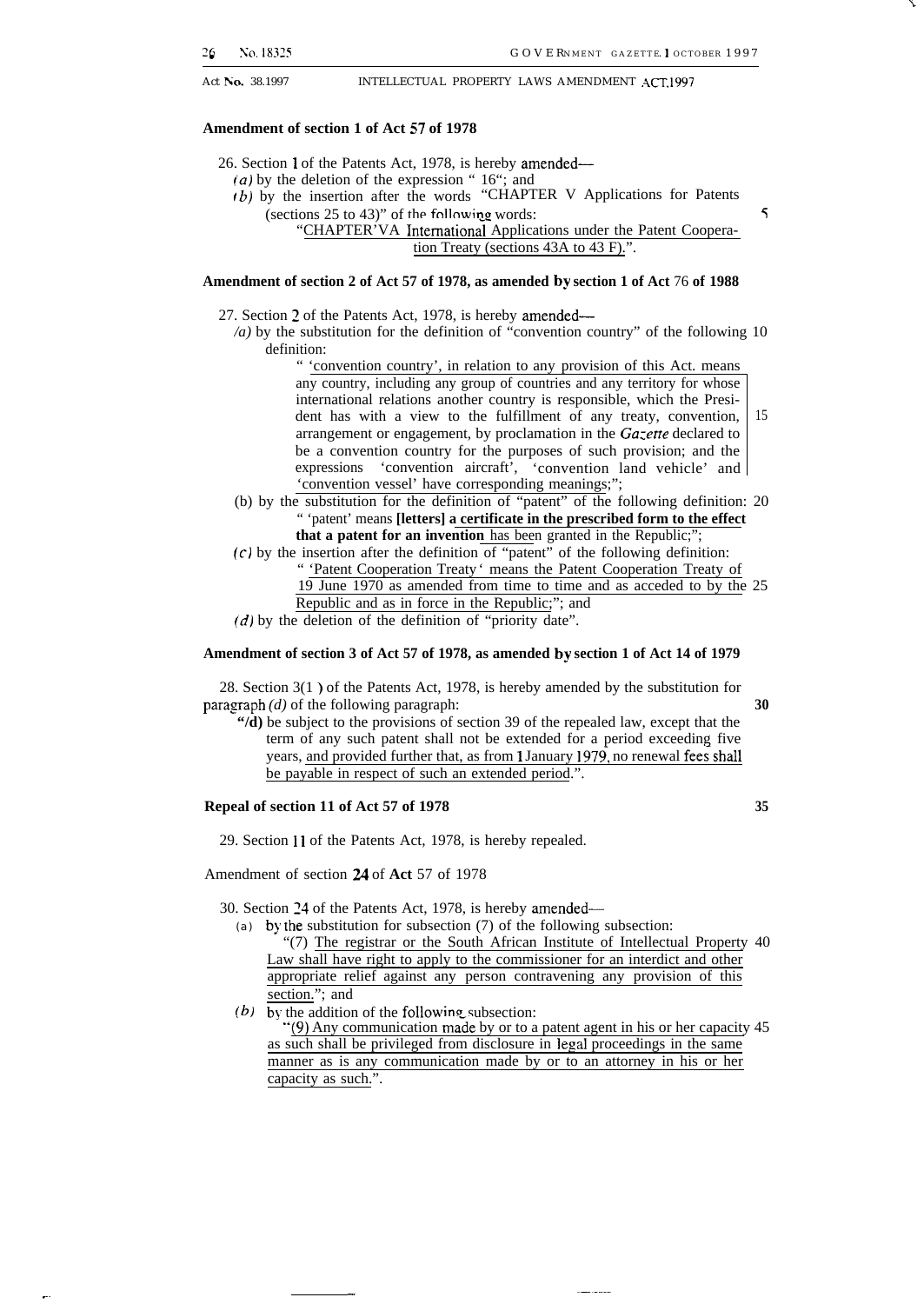### Amendment of section 1 of Act 57 of 1978

26. Section 1 of the Patents Act, 1978, is hereby amended—

*(a)* by the deletion of the expression " 16"; and

*(b)* by the insertion after the words "CHAPTER V Applications for Patents (sections 25 to 43)" of the following words:

"<u>CHAPTER VA International Applications under the Patent Cooperation Treaty (sections 43A to 43 F).</u>".

### Amendment of section 2 of Act 57 of 1978, as amended by section 1 of Act 76 of 1988

27. Section 2 of the Patents Act, 1978, is hereby amended—

*(a)* by the substitution for the definition of "convention country" of the following definition:

" '<u>convention country', in relation to any provision of this Act. means</u> any country, including any group of countries and any territory for whose international relations another country is responsible, which the President has with a view to the fulfillment of any treaty, convention, arrangement or engagement, by proclamation in the *Gazette* declared to be a convention country for the purposes of such provision; and the expressions 'convention aircraft', 'convention land vehicle' and '<u>convention vessel' have corresponding meanings</u>;";

(b) by the substitution for the definition of "patent" of the following definition:

" 'patent' means **[letters]** **<u>a certificate in the prescribed form to the effect that a patent for an invention</u>** <u>has bee</u>n granted in the Republic;";

*(c)* by the insertion after the definition of "patent" of the following definition:

" '<u>Patent Cooperation Treaty' means the Patent Cooperation Treaty of 19 June 1970 as amended from time to time and as acceded to by the Republic and as in force in the Republic</u>;"; and

*(d)* by the deletion of the definition of "priority date".

### Amendment of section 3 of Act 57 of 1978, as amended by section 1 of Act 14 of 1979

28. Section 3(1) of the Patents Act, 1978, is hereby amended by the substitution for paragraph *(d)* of the following paragraph:

"**(d)** be subject to the provisions of section 39 of the repealed law, except that the term of any such patent shall not be extended for a period exceeding five years, <u>and provided further that, as from 1 January 1979, no renewal fees shall be payable in respect of such an extended period</u>.".

### Repeal of section 11 of Act 57 of 1978

29. Section 11 of the Patents Act, 1978, is hereby repealed.

### Amendment of section 24 of Act 57 of 1978

30. Section 24 of the Patents Act, 1978, is hereby amended—

(a) by the substitution for subsection (7) of the following subsection:

"(7) <u>The registrar or the South African Institute of Intellectual Property Law shall have right to apply to the commissioner for an interdict and other appropriate relief against any person contravening any provision of this section.</u>"; and

*(b)* by the addition of the following subsection:

"<u>(9) Any communication made by or to a patent agent in his or her capacity as such shall be privileged from disclosure in legal proceedings in the same manner as is any communication made by or to an attorney in his or her capacity as such.</u>".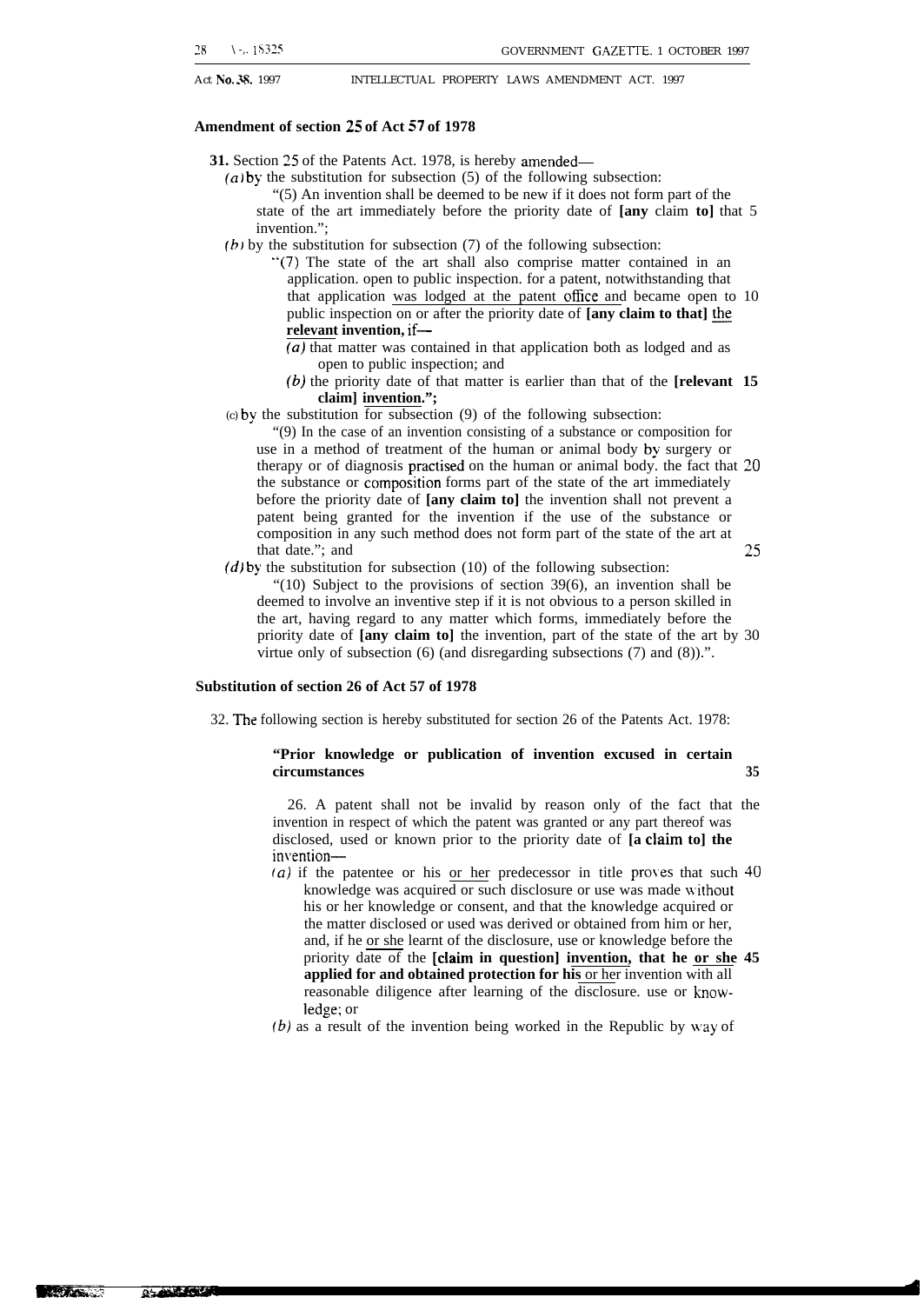**Amendment of section 25 of Act 57 of 1978**

**31.** Section 25 of the Patents Act. 1978, is hereby amended—

*(a)* by the substitution for subsection (5) of the following subsection:

"(5) An invention shall be deemed to be new if it does not form part of the state of the art immediately before the priority date of **[any** claim **to]** that invention.";

*(b)* by the substitution for subsection (7) of the following subsection:

"(7) The state of the art shall also comprise matter contained in an application. open to public inspection. for a patent, notwithstanding that that application was lodged at the patent office and became open to public inspection on or after the priority date of **[any claim to that]** **the relevant invention,** if—

*(a)* that matter was contained in that application both as lodged and as open to public inspection; and

*(b)* the priority date of that matter is earlier than that of the **[relevant claim]** **invention.";**

(c) by the substitution for subsection (9) of the following subsection:

"(9) In the case of an invention consisting of a substance or composition for use in a method of treatment of the human or animal body by surgery or therapy or of diagnosis practised on the human or animal body. the fact that the substance or composition forms part of the state of the art immediately before the priority date of **[any claim to]** the invention shall not prevent a patent being granted for the invention if the use of the substance or composition in any such method does not form part of the state of the art at that date."; and

*(d)* by the substitution for subsection (10) of the following subsection:

"(10) Subject to the provisions of section 39(6), an invention shall be deemed to involve an inventive step if it is not obvious to a person skilled in the art, having regard to any matter which forms, immediately before the priority date of **[any claim to]** the invention, part of the state of the art by virtue only of subsection (6) (and disregarding subsections (7) and (8)).".

**Substitution of section 26 of Act 57 of 1978**

32. The following section is hereby substituted for section 26 of the Patents Act. 1978:

**"Prior knowledge or publication of invention excused in certain circumstances**

26. A patent shall not be invalid by reason only of the fact that the invention in respect of which the patent was granted or any part thereof was disclosed, used or known prior to the priority date of **[a claim to] the** invention—

*(a)* if the patentee or his or her predecessor in title proves that such knowledge was acquired or such disclosure or use was made without his or her knowledge or consent, and that the knowledge acquired or the matter disclosed or used was derived or obtained from him or her, and, if he or she learnt of the disclosure, use or knowledge before the priority date of the **[claim in question]** **invention, that he or she applied for and obtained protection for his** or her invention with all reasonable diligence after learning of the disclosure. use or knowledge; or

*(b)* as a result of the invention being worked in the Republic by way of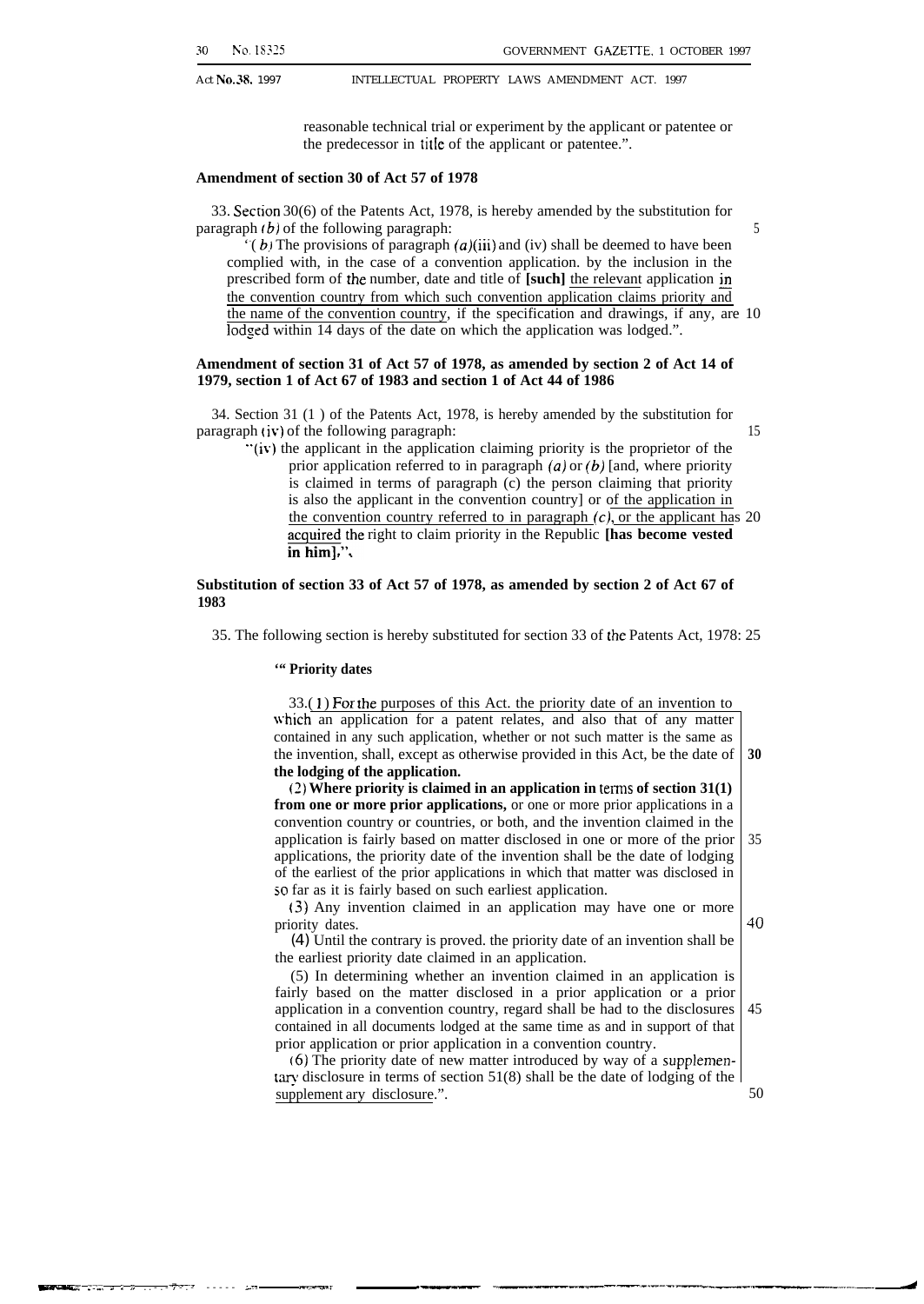reasonable technical trial or experiment by the applicant or patentee or the predecessor in title of the applicant or patentee.".

**Amendment of section 30 of Act 57 of 1978**

33. Section 30(6) of the Patents Act, 1978, is hereby amended by the substitution for paragraph *(b)* of the following paragraph:

"*(b)* The provisions of paragraph *(a)*(iii) and (iv) shall be deemed to have been complied with, in the case of a convention application, by the inclusion in the prescribed form of the number, date and title of **[such]** <u>the relevant</u> application <u>in the convention country from which such convention application claims priority and the name of the convention country</u>, if the specification and drawings, if any, are lodged within 14 days of the date on which the application was lodged.".

**Amendment of section 31 of Act 57 of 1978, as amended by section 2 of Act 14 of 1979, section 1 of Act 67 of 1983 and section 1 of Act 44 of 1986**

34. Section 31(1) of the Patents Act, 1978, is hereby amended by the substitution for paragraph (iv) of the following paragraph:

"(iv) the applicant in the application claiming priority is the proprietor of the prior application referred to in paragraph *(a)* or *(b)* [and, where priority is claimed in terms of paragraph (c) the person claiming that priority is also the applicant in the convention country] or <u>of the application in the convention country referred to in paragraph *(c)*, or the applicant has acquired</u> the right to claim priority in the Republic **[has become vested in him]**.".

**Substitution of section 33 of Act 57 of 1978, as amended by section 2 of Act 67 of 1983**

35. The following section is hereby substituted for section 33 of the Patents Act, 1978:

"**Priority dates**

33.(1) For the purposes of this Act, the priority date of an invention to which an application for a patent relates, and also that of any matter contained in any such application, whether or not such matter is the same as the invention, shall, except as otherwise provided in this Act, be the date of **the lodging of the application.**

(2) **Where priority is claimed in an application in terms of section 31(1) from one or more prior applications,** or one or more prior applications in a convention country or countries, or both, and the invention claimed in the application is fairly based on matter disclosed in one or more of the prior applications, the priority date of the invention shall be the date of lodging of the earliest of the prior applications in which that matter was disclosed in so far as it is fairly based on such earliest application.

(3) Any invention claimed in an application may have one or more priority dates.

(4) Until the contrary is proved, the priority date of an invention shall be the earliest priority date claimed in an application.

(5) In determining whether an invention claimed in an application is fairly based on the matter disclosed in a prior application or a prior application in a convention country, regard shall be had to the disclosures contained in all documents lodged at the same time as and in support of that prior application or prior application in a convention country.

(6) The priority date of new matter introduced by way of a supplementary disclosure in terms of section 51(8) shall be the date of lodging of the <u>supplementary disclosure</u>.".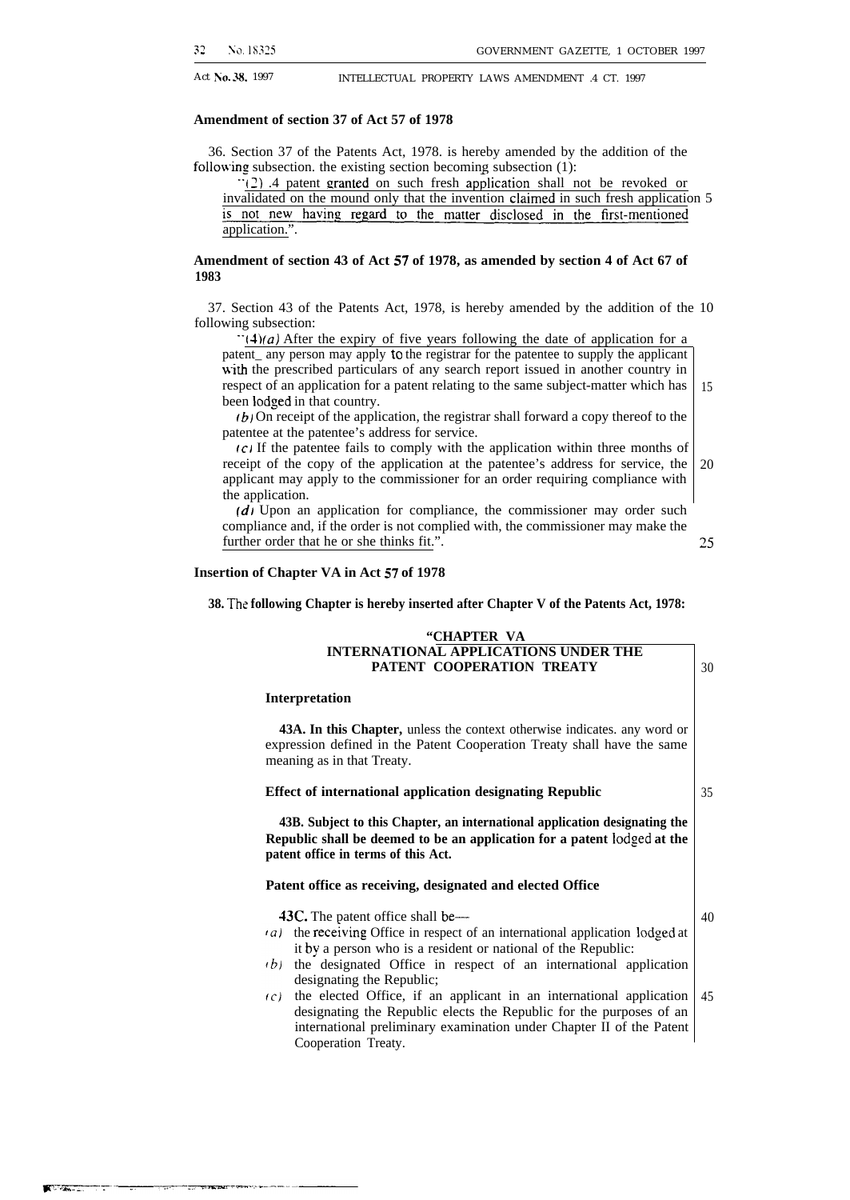**Amendment of section 37 of Act 57 of 1978**

36. Section 37 of the Patents Act, 1978. is hereby amended by the addition of the following subsection. the existing section becoming subsection (1):

"(2) A patent granted on such fresh application shall not be revoked or invalidated on the mound only that the invention claimed in such fresh application is not new having regard to the matter disclosed in the first-mentioned application.".

**Amendment of section 43 of Act 57 of 1978, as amended by section 4 of Act 67 of 1983**

37. Section 43 of the Patents Act, 1978, is hereby amended by the addition of the following subsection:

"(4)*(a)* After the expiry of five years following the date of application for a patent_ any person may apply to the registrar for the patentee to supply the applicant with the prescribed particulars of any search report issued in another country in respect of an application for a patent relating to the same subject-matter which has been lodged in that country.

*(b)* On receipt of the application, the registrar shall forward a copy thereof to the patentee at the patentee's address for service.

*(c)* If the patentee fails to comply with the application within three months of receipt of the copy of the application at the patentee's address for service, the applicant may apply to the commissioner for an order requiring compliance with the application.

*(d)* Upon an application for compliance, the commissioner may order such compliance and, if the order is not complied with, the commissioner may make the further order that he or she thinks fit.".

**Insertion of Chapter VA in Act 57 of 1978**

**38. The following Chapter is hereby inserted after Chapter V of the Patents Act, 1978:**

**"CHAPTER VA**
**INTERNATIONAL APPLICATIONS UNDER THE PATENT COOPERATION TREATY**

**Interpretation**

**43A. In this Chapter,** unless the context otherwise indicates. any word or expression defined in the Patent Cooperation Treaty shall have the same meaning as in that Treaty.

**Effect of international application designating Republic**

**43B. Subject to this Chapter, an international application designating the Republic shall be deemed to be an application for a patent lodged at the patent office in terms of this Act.**

**Patent office as receiving, designated and elected Office**

**43C.** The patent office shall be—

*(a)* the receiving Office in respect of an international application lodged at it by a person who is a resident or national of the Republic:

*(b)* the designated Office in respect of an international application designating the Republic;

*(c)* the elected Office, if an applicant in an international application designating the Republic elects the Republic for the purposes of an international preliminary examination under Chapter II of the Patent Cooperation Treaty.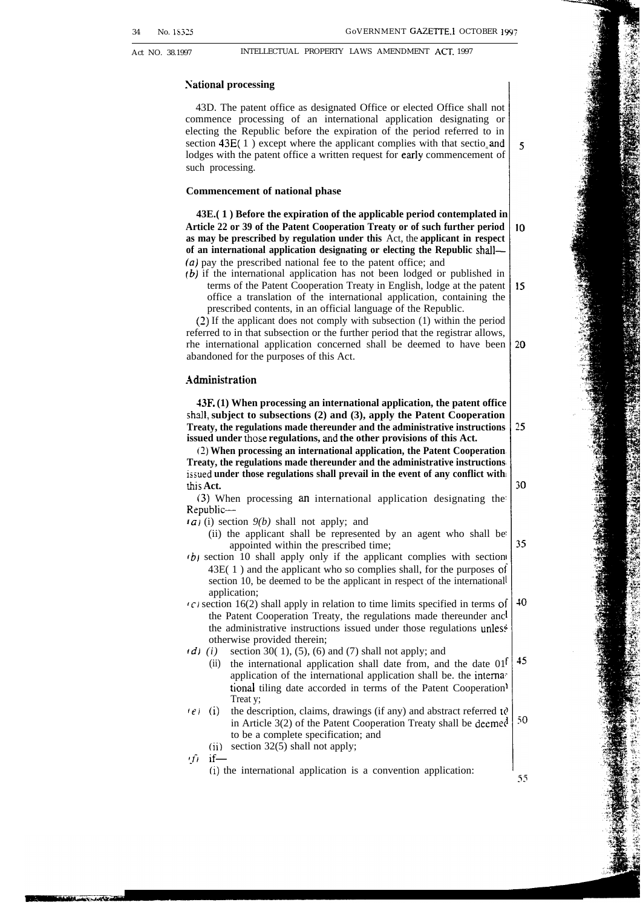### National processing

43D. The patent office as designated Office or elected Office shall not commence processing of an international application designating or electing the Republic before the expiration of the period referred to in section 43E(1) except where the applicant complies with that section and lodges with the patent office a written request for early commencement of such processing.

### Commencement of national phase

**43E.(1) Before the expiration of the applicable period contemplated in Article 22 or 39 of the Patent Cooperation Treaty or of such further period as may be prescribed by regulation under this** Act, the **applicant in respect of an international application designating or electing the Republic** shall—

*(a)* pay the prescribed national fee to the patent office; and

*(b)* if the international application has not been lodged or published in terms of the Patent Cooperation Treaty in English, lodge at the patent office a translation of the international application, containing the prescribed contents, in an official language of the Republic.

(2) If the applicant does not comply with subsection (1) within the period referred to in that subsection or the further period that the registrar allows, rhe international application concerned shall be deemed to have been abandoned for the purposes of this Act.

### Administration

**43F. (1) When processing an international application, the patent office shall, subject to subsections (2) and (3), apply the Patent Cooperation Treaty, the regulations made thereunder and the administrative instructions issued under those regulations, and the other provisions of this Act.**

(2) **When processing an international application, the Patent Cooperation Treaty, the regulations made thereunder and the administrative instructions issued under those regulations shall prevail in the event of any conflict with this Act.**

(3) When processing an international application designating the Republic—

*(a)* (i) section *9(b)* shall not apply; and

(ii) the applicant shall be represented by an agent who shall be appointed within the prescribed time;

*(b)* section 10 shall apply only if the applicant complies with section 43E(1) and the applicant who so complies shall, for the purposes of section 10, be deemed to be the applicant in respect of the international application;

*(c)* section 16(2) shall apply in relation to time limits specified in terms of the Patent Cooperation Treaty, the regulations made thereunder and the administrative instructions issued under those regulations unless otherwise provided therein;

*(d)* *(i)* section 30(1), (5), (6) and (7) shall not apply; and

(ii) the international application shall date from, and the date of application of the international application shall be. the international tiling date accorded in terms of the Patent Cooperation Treat y;

*(e)* (i) the description, claims, drawings (if any) and abstract referred to in Article 3(2) of the Patent Cooperation Treaty shall be deemed to be a complete specification; and

(ii) section 32(5) shall not apply;

*(f)* if—

(i) the international application is a convention application: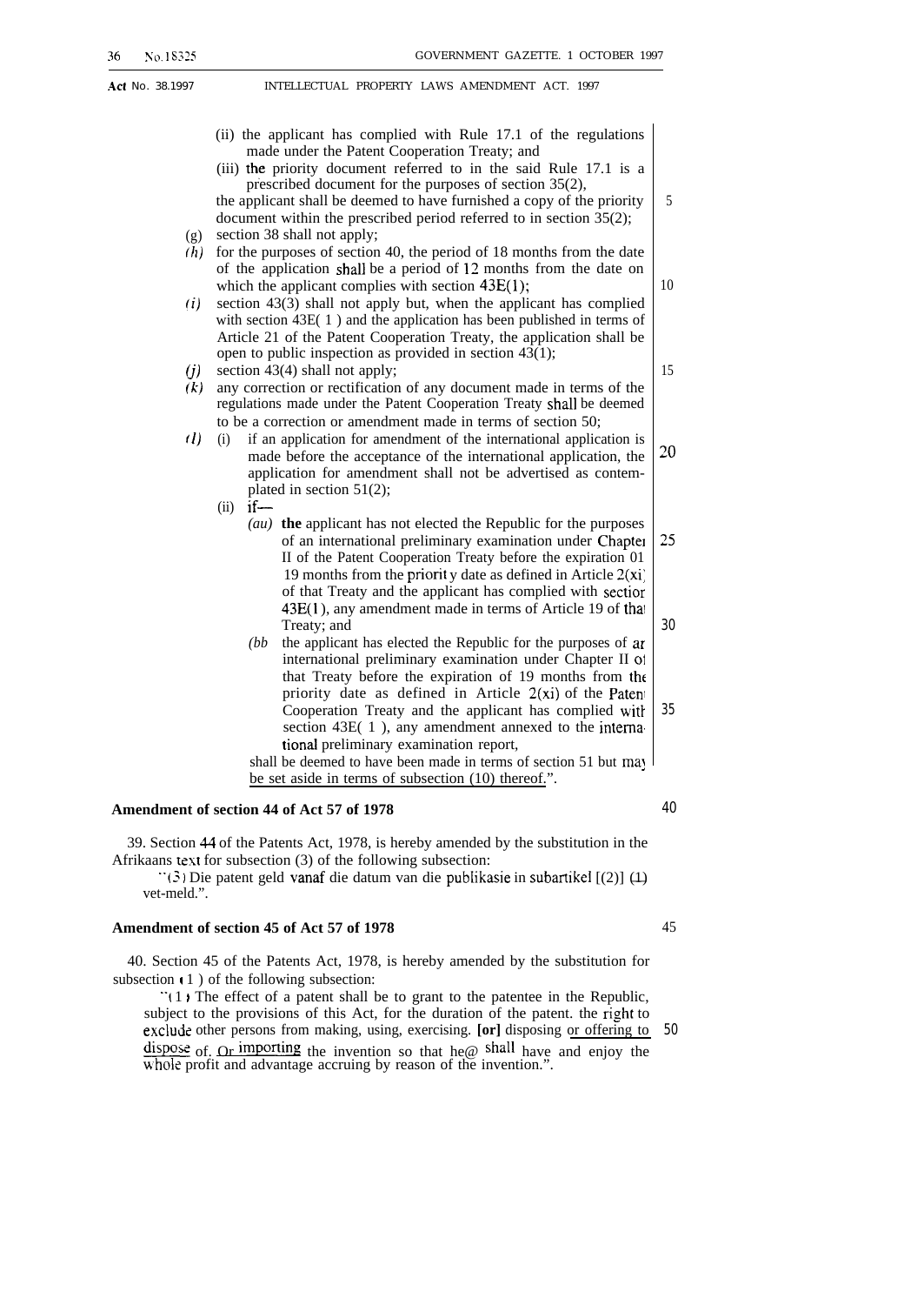(ii) the applicant has complied with Rule 17.1 of the regulations made under the Patent Cooperation Treaty; and

(iii) the priority document referred to in the said Rule 17.1 is a prescribed document for the purposes of section 35(2),

the applicant shall be deemed to have furnished a copy of the priority document within the prescribed period referred to in section 35(2);

(g) section 38 shall not apply;

(h) for the purposes of section 40, the period of 18 months from the date of the application shall be a period of 12 months from the date on which the applicant complies with section 43E(1);

(i) section 43(3) shall not apply but, when the applicant has complied with section 43E( 1 ) and the application has been published in terms of Article 21 of the Patent Cooperation Treaty, the application shall be open to public inspection as provided in section 43(1);

(j) section 43(4) shall not apply;

(k) any correction or rectification of any document made in terms of the regulations made under the Patent Cooperation Treaty shall be deemed to be a correction or amendment made in terms of section 50;

(l) (i) if an application for amendment of the international application is made before the acceptance of the international application, the application for amendment shall not be advertised as contemplated in section 51(2);

(ii) if—

*(aa)* **the** applicant has not elected the Republic for the purposes of an international preliminary examination under Chapter II of the Patent Cooperation Treaty before the expiration of 19 months from the priority date as defined in Article 2(xi) of that Treaty and the applicant has complied with section 43E(1), any amendment made in terms of Article 19 of that Treaty; and

*(bb)* the applicant has elected the Republic for the purposes of an international preliminary examination under Chapter II of that Treaty before the expiration of 19 months from the priority date as defined in Article 2(xi) of the Patent Cooperation Treaty and the applicant has complied with section 43E( 1 ), any amendment annexed to the international preliminary examination report,

shall be deemed to have been made in terms of section 51 but may be set aside in terms of subsection (10) thereof.".

**Amendment of section 44 of Act 57 of 1978**

39. Section 44 of the Patents Act, 1978, is hereby amended by the substitution in the Afrikaans text for subsection (3) of the following subsection:

"(3) Die patent geld vanaf die datum van die publikasie in subartikel [(2)] (1) vet-meld.".

**Amendment of section 45 of Act 57 of 1978**

40. Section 45 of the Patents Act, 1978, is hereby amended by the substitution for subsection (1) of the following subsection:

"(1) The effect of a patent shall be to grant to the patentee in the Republic, subject to the provisions of this Act, for the duration of the patent. the right to exclude other persons from making, using, exercising. **[or]** disposing <u>or offering to dispose</u> of. <u>or importing</u> the invention so that he@ shall have and enjoy the whole profit and advantage accruing by reason of the invention.".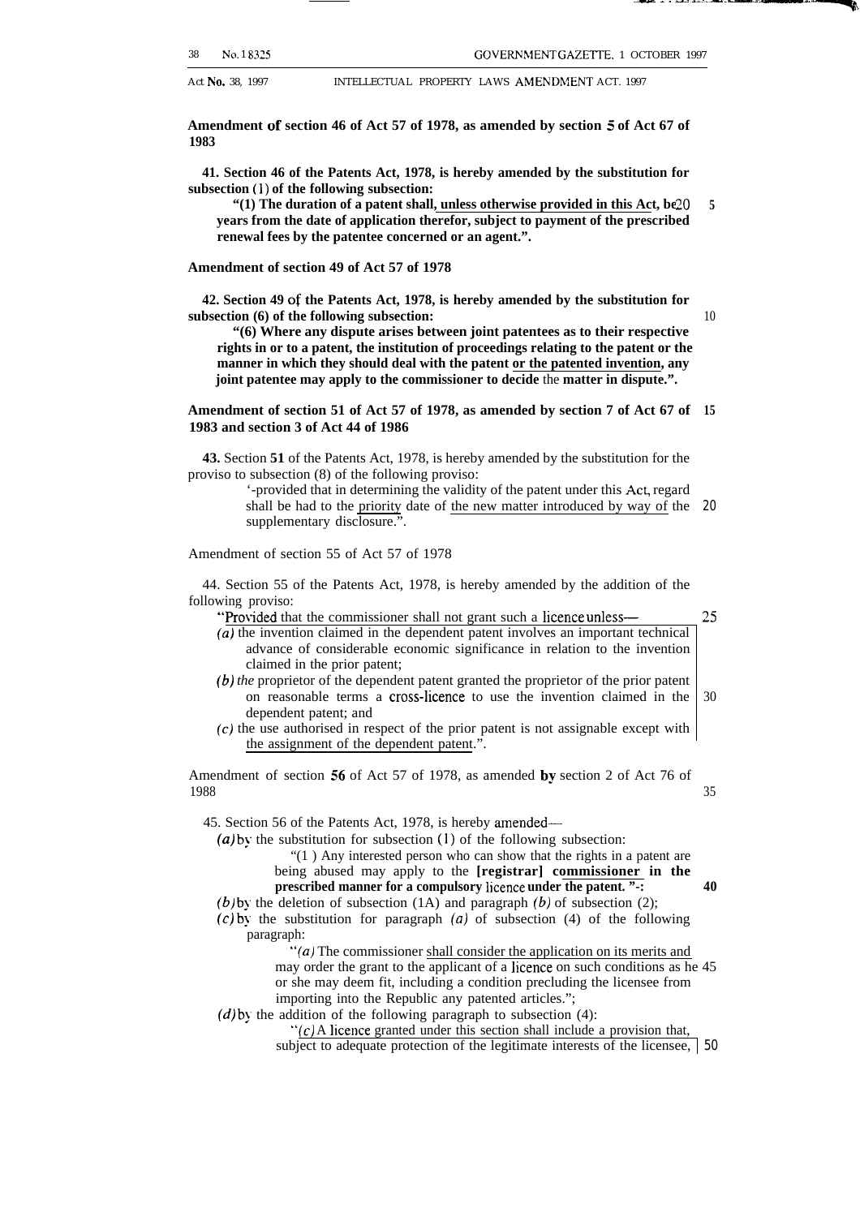**Amendment of section 46 of Act 57 of 1978, as amended by section 5 of Act 67 of 1983**

**41. Section 46 of the Patents Act, 1978, is hereby amended by the substitution for subsection (1) of the following subsection:**

**"(1) The duration of a patent shall, unless otherwise provided in this Act, be 20 years from the date of application therefor, subject to payment of the prescribed renewal fees by the patentee concerned or an agent.".**

**Amendment of section 49 of Act 57 of 1978**

**42. Section 49 of the Patents Act, 1978, is hereby amended by the substitution for subsection (6) of the following subsection:**

**"(6) Where any dispute arises between joint patentees as to their respective rights in or to a patent, the institution of proceedings relating to the patent or the manner in which they should deal with the patent or the patented invention, any joint patentee may apply to the commissioner to decide the matter in dispute.".**

**Amendment of section 51 of Act 57 of 1978, as amended by section 7 of Act 67 of 1983 and section 3 of Act 44 of 1986**

**43.** Section **51** of the Patents Act, 1978, is hereby amended by the substitution for the proviso to subsection (8) of the following proviso:

'-provided that in determining the validity of the patent under this Act, regard shall be had to the priority date of the new matter introduced by way of the supplementary disclosure.".

Amendment of section 55 of Act 57 of 1978

44. Section 55 of the Patents Act, 1978, is hereby amended by the addition of the following proviso:

"Provided that the commissioner shall not grant such a licence unless—

*(a)* the invention claimed in the dependent patent involves an important technical advance of considerable economic significance in relation to the invention claimed in the prior patent;

*(b) the* proprietor of the dependent patent granted the proprietor of the prior patent on reasonable terms a cross-licence to use the invention claimed in the dependent patent; and

*(c)* the use authorised in respect of the prior patent is not assignable except with the assignment of the dependent patent.".

Amendment of section 56 of Act 57 of 1978, as amended by section 2 of Act 76 of 1988

45. Section 56 of the Patents Act, 1978, is hereby amended—

*(a)* by the substitution for subsection (1) of the following subsection:

"(1) Any interested person who can show that the rights in a patent are being abused may apply to the **[registrar] commissioner in the prescribed manner for a compulsory licence under the patent.".**

*(b)* by the deletion of subsection (1A) and paragraph *(b)* of subsection (2);

*(c)* by the substitution for paragraph *(a)* of subsection (4) of the following paragraph:

"*(a)* The commissioner shall consider the application on its merits and may order the grant to the applicant of a licence on such conditions as he or she may deem fit, including a condition precluding the licensee from importing into the Republic any patented articles.";

*(d)* by the addition of the following paragraph to subsection (4):

"*(c)* A licence granted under this section shall include a provision that, subject to adequate protection of the legitimate interests of the licensee,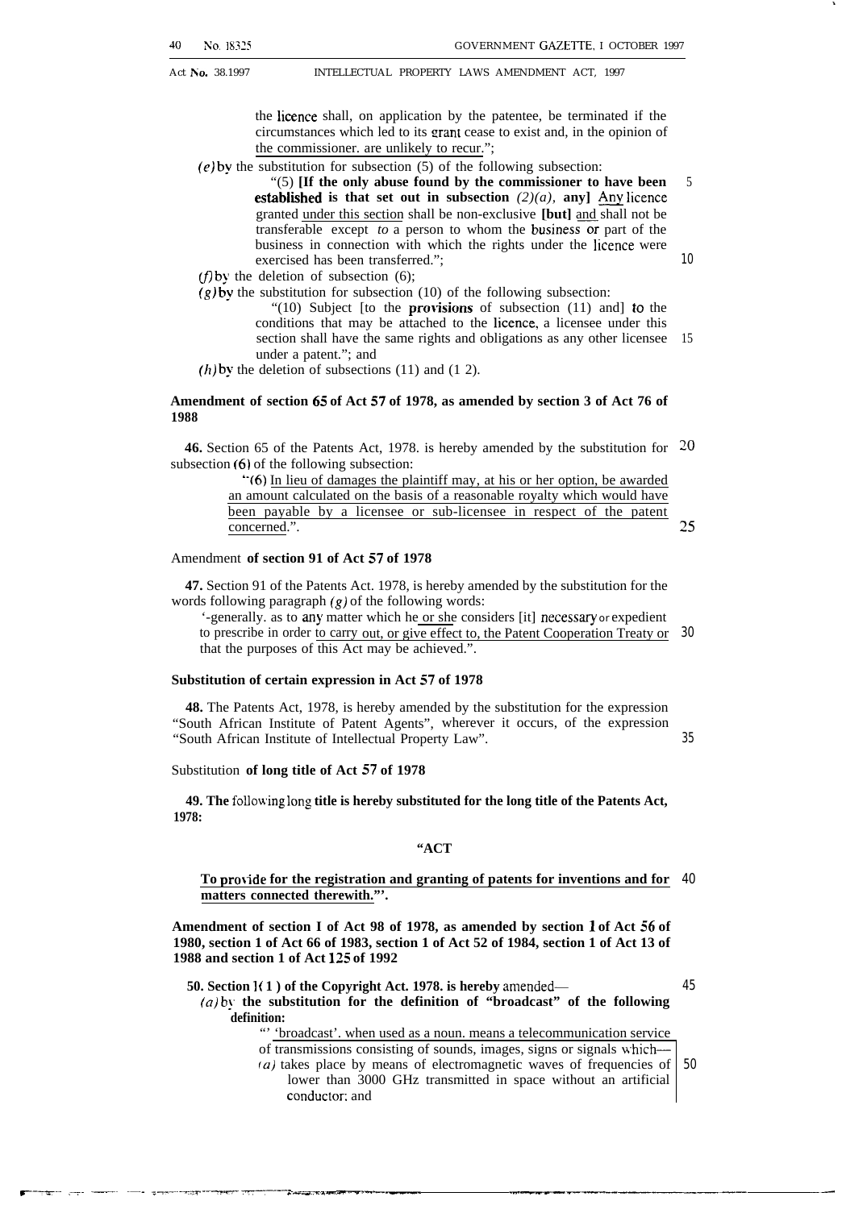the licence shall, on application by the patentee, be terminated if the circumstances which led to its grant cease to exist and, in the opinion of the commissioner. are unlikely to recur.";

*(e)* by the substitution for subsection (5) of the following subsection:

"(5) **[If the only abuse found by the commissioner to have been established is that set out in subsection** *(2)(a)*, **any]** Any licence granted under this section shall be non-exclusive **[but]** and shall not be transferable except to a person to whom the business or part of the business in connection with which the rights under the licence were exercised has been transferred.";

*(f)* by the deletion of subsection (6);

*(g)* by the substitution for subsection (10) of the following subsection:

"(10) Subject [to the provisions of subsection (11) and] to the conditions that may be attached to the licence, a licensee under this section shall have the same rights and obligations as any other licensee under a patent."; and

*(h)* by the deletion of subsections (11) and (12).

**Amendment of section 65 of Act 57 of 1978, as amended by section 3 of Act 76 of 1988**

**46.** Section 65 of the Patents Act, 1978. is hereby amended by the substitution for subsection (6) of the following subsection:

"(6) In lieu of damages the plaintiff may, at his or her option, be awarded an amount calculated on the basis of a reasonable royalty which would have been payable by a licensee or sub-licensee in respect of the patent concerned.".

Amendment **of section 91 of Act 57 of 1978**

**47.** Section 91 of the Patents Act. 1978, is hereby amended by the substitution for the words following paragraph *(g)* of the following words:

'-generally. as to any matter which he or she considers [it] necessary or expedient to prescribe in order to carry out, or give effect to, the Patent Cooperation Treaty or that the purposes of this Act may be achieved.".

**Substitution of certain expression in Act 57 of 1978**

**48.** The Patents Act, 1978, is hereby amended by the substitution for the expression "South African Institute of Patent Agents", wherever it occurs, of the expression "South African Institute of Intellectual Property Law".

Substitution **of long title of Act 57 of 1978**

**49. The following long title is hereby substituted for the long title of the Patents Act, 1978:**

**"ACT**

**To provide for the registration and granting of patents for inventions and for matters connected therewith."'.**

**Amendment of section 1 of Act 98 of 1978, as amended by section 1 of Act 56 of 1980, section 1 of Act 66 of 1983, section 1 of Act 52 of 1984, section 1 of Act 13 of 1988 and section 1 of Act 125 of 1992**

**50. Section 1(1) of the Copyright Act. 1978. is hereby** amended—

*(a)* by **the substitution for the definition of "broadcast" of the following definition:**

"'broadcast'. when used as a noun. means a telecommunication service of transmissions consisting of sounds, images, signs or signals which—

*(a)* takes place by means of electromagnetic waves of frequencies of lower than 3000 GHz transmitted in space without an artificial conductor: and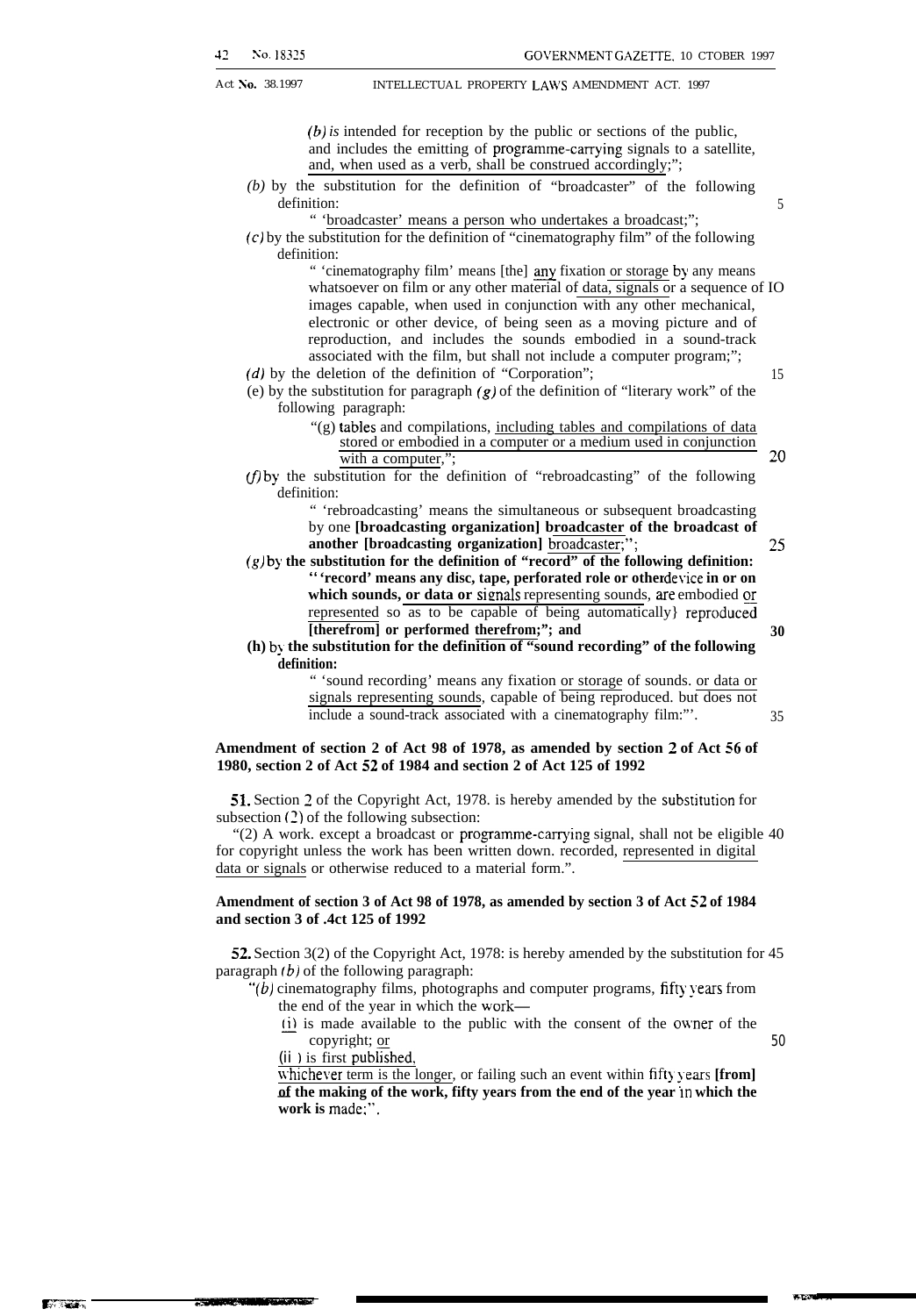*(b)* is intended for reception by the public or sections of the public, and includes the emitting of programme-carrying signals to a satellite, and, when used as a verb, shall be construed accordingly;";

*(b)* by the substitution for the definition of "broadcaster" of the following definition:

" 'broadcaster' means a person who undertakes a broadcast;";

*(c)* by the substitution for the definition of "cinematography film" of the following definition:

" 'cinematography film' means [the] any fixation or storage by any means whatsoever on film or any other material of data, signals or a sequence of images capable, when used in conjunction with any other mechanical, electronic or other device, of being seen as a moving picture and of reproduction, and includes the sounds embodied in a sound-track associated with the film, but shall not include a computer program;";

*(d)* by the deletion of the definition of "Corporation";

(e) by the substitution for paragraph *(g)* of the definition of "literary work" of the following paragraph:

"(g) tables and compilations, including tables and compilations of data stored or embodied in a computer or a medium used in conjunction with a computer,";

*(f)* by the substitution for the definition of "rebroadcasting" of the following definition:

" 'rebroadcasting' means the simultaneous or subsequent broadcasting by one **[broadcasting organization]** broadcaster of the broadcast of another **[broadcasting organization]** broadcaster;";

*(g)* by the substitution for the definition of "record" of the following definition:

" 'record' means any disc, tape, perforated role or other device in or on which sounds, or data or signals representing sounds, are embodied or represented so as to be capable of being automatically reproduced **[therefrom]** or performed therefrom;"; and

(h) by the substitution for the definition of "sound recording" of the following definition:

" 'sound recording' means any fixation or storage of sounds. or data or signals representing sounds, capable of being reproduced. but does not include a sound-track associated with a cinematography film:"'.

**Amendment of section 2 of Act 98 of 1978, as amended by section 2 of Act 56 of 1980, section 2 of Act 52 of 1984 and section 2 of Act 125 of 1992**

**51.** Section 2 of the Copyright Act, 1978. is hereby amended by the substitution for subsection (2) of the following subsection:

"(2) A work. except a broadcast or programme-carrying signal, shall not be eligible for copyright unless the work has been written down. recorded, represented in digital data or signals or otherwise reduced to a material form.".

**Amendment of section 3 of Act 98 of 1978, as amended by section 3 of Act 52 of 1984 and section 3 of Act 125 of 1992**

**52.** Section 3(2) of the Copyright Act, 1978: is hereby amended by the substitution for paragraph *(b)* of the following paragraph:

"*(b)* cinematography films, photographs and computer programs, fifty years from the end of the year in which the work—

(i) is made available to the public with the consent of the owner of the copyright; or

(ii) is first published,

whichever term is the longer, or failing such an event within fifty years **[from] of the making of the work, fifty years from the end of the year in which the work is made;"**.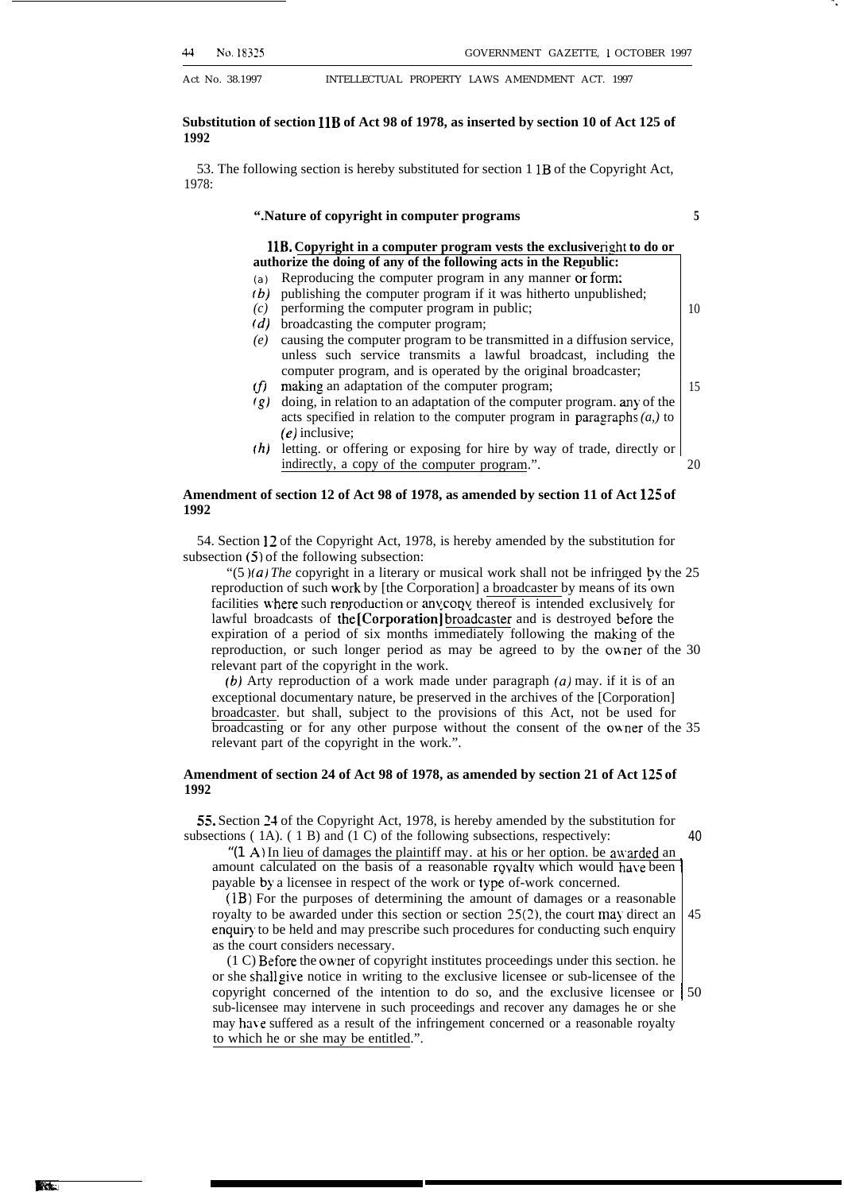**Substitution of section 11B of Act 98 of 1978, as inserted by section 10 of Act 125 of 1992**

53. The following section is hereby substituted for section 11B of the Copyright Act, 1978:

**".Nature of copyright in computer programs**

**11B.** **Copyright in a computer program vests the exclusive right to do or authorize the doing of any of the following acts in the Republic:**

(a) Reproducing the computer program in any manner or form;
*(b)* publishing the computer program if it was hitherto unpublished;
*(c)* performing the computer program in public;
*(d)* broadcasting the computer program;
*(e)* causing the computer program to be transmitted in a diffusion service, unless such service transmits a lawful broadcast, including the computer program, and is operated by the original broadcaster;
*(f)* making an adaptation of the computer program;
*(g)* doing, in relation to an adaptation of the computer program. any of the acts specified in relation to the computer program in paragraphs *(a,)* to *(e)* inclusive;
*(h)* letting. or offering or exposing for hire by way of trade, directly or indirectly, a copy of the computer program.".

**Amendment of section 12 of Act 98 of 1978, as amended by section 11 of Act 125 of 1992**

54. Section 12 of the Copyright Act, 1978, is hereby amended by the substitution for subsection (5) of the following subsection:

"(5)*(a) The* copyright in a literary or musical work shall not be infringed by the reproduction of such work by [the Corporation] a broadcaster by means of its own facilities where such reproduction or any copy thereof is intended exclusively for lawful broadcasts of the [Corporation] broadcaster and is destroyed before the expiration of a period of six months immediately following the making of the reproduction, or such longer period as may be agreed to by the owner of the relevant part of the copyright in the work.

*(b)* Any reproduction of a work made under paragraph *(a)* may. if it is of an exceptional documentary nature, be preserved in the archives of the [Corporation] broadcaster. but shall, subject to the provisions of this Act, not be used for broadcasting or for any other purpose without the consent of the owner of the relevant part of the copyright in the work.".

**Amendment of section 24 of Act 98 of 1978, as amended by section 21 of Act 125 of 1992**

**55.** Section 24 of the Copyright Act, 1978, is hereby amended by the substitution for subsections (1A). (1B) and (1C) of the following subsections, respectively:

"(1A) In lieu of damages the plaintiff may. at his or her option. be awarded an amount calculated on the basis of a reasonable royalty which would have been payable by a licensee in respect of the work or type of-work concerned.

(1B) For the purposes of determining the amount of damages or a reasonable royalty to be awarded under this section or section 25(2), the court may direct an enquiry to be held and may prescribe such procedures for conducting such enquiry as the court considers necessary.

(1C) Before the owner of copyright institutes proceedings under this section. he or she shall give notice in writing to the exclusive licensee or sub-licensee of the copyright concerned of the intention to do so, and the exclusive licensee or sub-licensee may intervene in such proceedings and recover any damages he or she may have suffered as a result of the infringement concerned or a reasonable royalty to which he or she may be entitled.".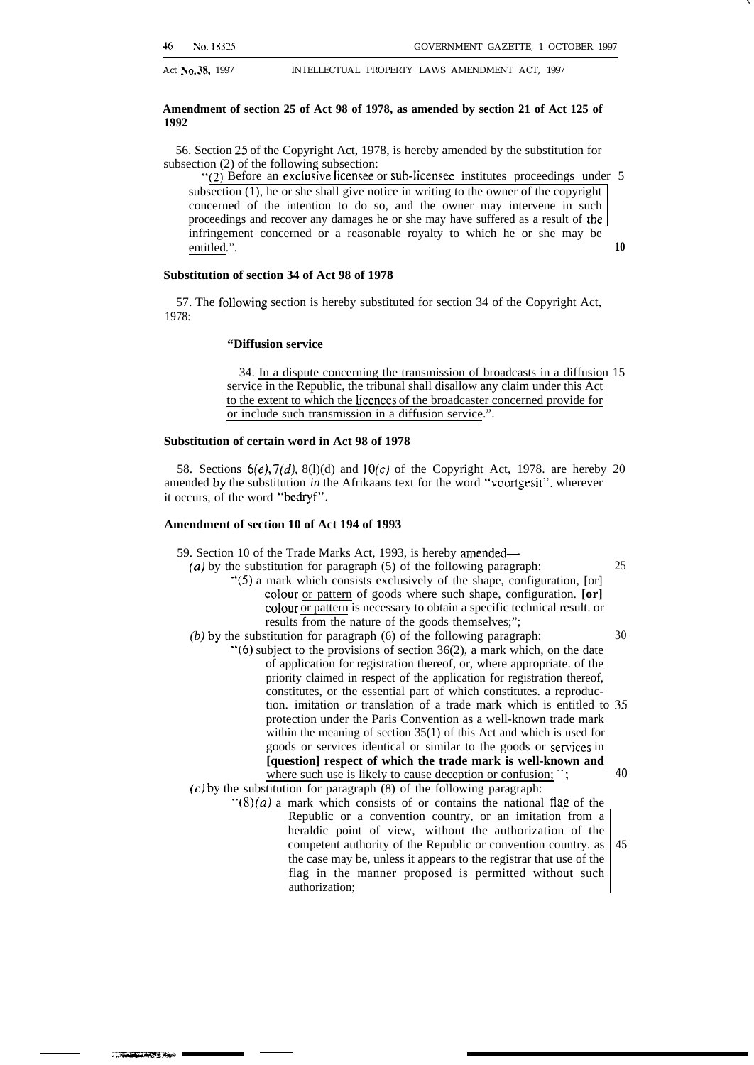**Amendment of section 25 of Act 98 of 1978, as amended by section 21 of Act 125 of 1992**

56. Section 25 of the Copyright Act, 1978, is hereby amended by the substitution for subsection (2) of the following subsection:

"(2) Before an exclusive licensee or sub-licensee institutes proceedings under subsection (1), he or she shall give notice in writing to the owner of the copyright concerned of the intention to do so, and the owner may intervene in such proceedings and recover any damages he or she may have suffered as a result of the infringement concerned or a reasonable royalty to which he or she may be entitled.".

**Substitution of section 34 of Act 98 of 1978**

57. The following section is hereby substituted for section 34 of the Copyright Act, 1978:

**"Diffusion service**

34. In a dispute concerning the transmission of broadcasts in a diffusion service in the Republic, the tribunal shall disallow any claim under this Act to the extent to which the licences of the broadcaster concerned provide for or include such transmission in a diffusion service.".

**Substitution of certain word in Act 98 of 1978**

58. Sections 6*(e)*, 7*(d)*, 8(l)(d) and 10*(c)* of the Copyright Act, 1978. are hereby amended by the substitution *in* the Afrikaans text for the word "voortgesit", wherever it occurs, of the word "bedryf".

**Amendment of section 10 of Act 194 of 1993**

59. Section 10 of the Trade Marks Act, 1993, is hereby amended—

*(a)* by the substitution for paragraph (5) of the following paragraph:

"(5) a mark which consists exclusively of the shape, configuration, [or] colour or pattern of goods where such shape, configuration. **[or]** colour or pattern is necessary to obtain a specific technical result. or results from the nature of the goods themselves;";

*(b)* by the substitution for paragraph (6) of the following paragraph:

"(6) subject to the provisions of section 36(2), a mark which, on the date of application for registration thereof, or, where appropriate. of the priority claimed in respect of the application for registration thereof, constitutes, or the essential part of which constitutes. a reproduction. imitation *or* translation of a trade mark which is entitled to protection under the Paris Convention as a well-known trade mark within the meaning of section 35(1) of this Act and which is used for goods or services identical or similar to the goods or services in **[question] respect of which the trade mark is well-known and** where such use is likely to cause deception or confusion;";

*(c)* by the substitution for paragraph (8) of the following paragraph:

"(8)*(a)* a mark which consists of or contains the national flag of the Republic or a convention country, or an imitation from a heraldic point of view, without the authorization of the competent authority of the Republic or convention country. as the case may be, unless it appears to the registrar that use of the flag in the manner proposed is permitted without such authorization;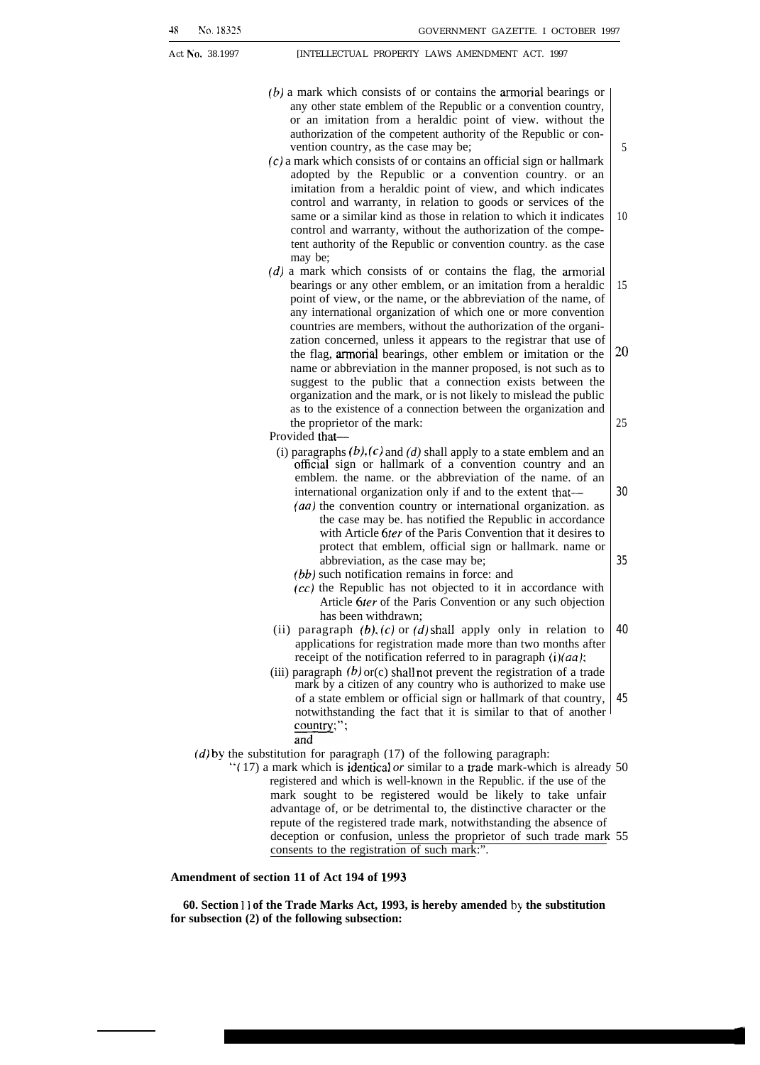(*b*) a mark which consists of or contains the armorial bearings or any other state emblem of the Republic or a convention country, or an imitation from a heraldic point of view. without the authorization of the competent authority of the Republic or convention country, as the case may be;

(*c*) a mark which consists of or contains an official sign or hallmark adopted by the Republic or a convention country. or an imitation from a heraldic point of view, and which indicates control and warranty, in relation to goods or services of the same or a similar kind as those in relation to which it indicates control and warranty, without the authorization of the competent authority of the Republic or convention country. as the case may be;

(*d*) a mark which consists of or contains the flag, the armorial bearings or any other emblem, or an imitation from a heraldic point of view, or the name, or the abbreviation of the name, of any international organization of which one or more convention countries are members, without the authorization of the organization concerned, unless it appears to the registrar that use of the flag, armorial bearings, other emblem or imitation or the name or abbreviation in the manner proposed, is not such as to suggest to the public that a connection exists between the organization and the mark, or is not likely to mislead the public as to the existence of a connection between the organization and the proprietor of the mark:

Provided that—

(i) paragraphs (*b*), (*c*) and (*d*) shall apply to a state emblem and an official sign or hallmark of a convention country and an emblem. the name. or the abbreviation of the name. of an international organization only if and to the extent that—

(*aa*) the convention country or international organization. as the case may be. has notified the Republic in accordance with Article 6*ter* of the Paris Convention that it desires to protect that emblem, official sign or hallmark. name or abbreviation, as the case may be;

(*bb*) such notification remains in force: and

(*cc*) the Republic has not objected to it in accordance with Article 6*ter* of the Paris Convention or any such objection has been withdrawn;

(ii) paragraph (*b*), (*c*) or (*d*) shall apply only in relation to applications for registration made more than two months after receipt of the notification referred to in paragraph (i)(*aa*);

(iii) paragraph (*b*) or (c) shall not prevent the registration of a trade mark by a citizen of any country who is authorized to make use of a state emblem or official sign or hallmark of that country, notwithstanding the fact that it is similar to that of another country;";

and

(*d*) by the substitution for paragraph (17) of the following paragraph:

"(17) a mark which is identical or similar to a trade mark which is already registered and which is well-known in the Republic. if the use of the mark sought to be registered would be likely to take unfair advantage of, or be detrimental to, the distinctive character or the repute of the registered trade mark, notwithstanding the absence of deception or confusion, unless the proprietor of such trade mark consents to the registration of such mark:".

**Amendment of section 11 of Act 194 of 1993**

**60. Section 11 of the Trade Marks Act, 1993, is hereby amended by the substitution for subsection (2) of the following subsection:**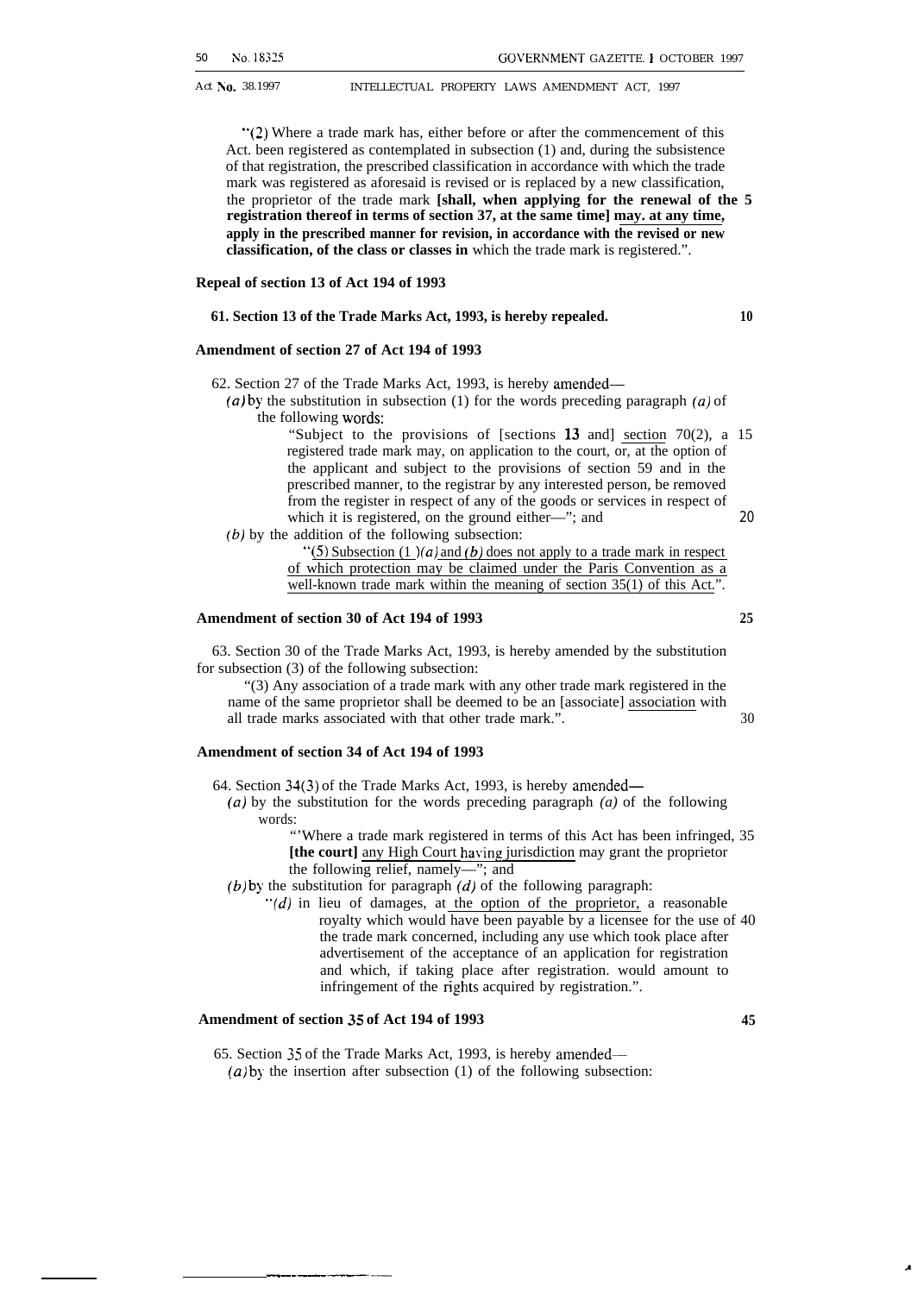"(2) Where a trade mark has, either before or after the commencement of this Act. been registered as contemplated in subsection (1) and, during the subsistence of that registration, the prescribed classification in accordance with which the trade mark was registered as aforesaid is revised or is replaced by a new classification, the proprietor of the trade mark **[shall, when applying for the renewal of the registration thereof in terms of section 37, at the same time]** <u>may. at any time,</u> **apply in the prescribed manner for revision, in accordance with the revised or new classification, of the class or classes in** which the trade mark is registered.".

**Repeal of section 13 of Act 194 of 1993**

**61. Section 13 of the Trade Marks Act, 1993, is hereby repealed.**

**Amendment of section 27 of Act 194 of 1993**

62. Section 27 of the Trade Marks Act, 1993, is hereby amended—

*(a)* by the substitution in subsection (1) for the words preceding paragraph *(a)* of the following words:

"Subject to the provisions of [sections **13** and] <u>section</u> 70(2), a registered trade mark may, on application to the court, or, at the option of the applicant and subject to the provisions of section 59 and in the prescribed manner, to the registrar by any interested person, be removed from the register in respect of any of the goods or services in respect of which it is registered, on the ground either—"; and

*(b)* by the addition of the following subsection:

"<u>(5) Subsection (1)*(a)* and *(b)* does not apply to a trade mark in respect of which protection may be claimed under the Paris Convention as a well-known trade mark within the meaning of section 35(1) of this Act.</u>".

**Amendment of section 30 of Act 194 of 1993**

63. Section 30 of the Trade Marks Act, 1993, is hereby amended by the substitution for subsection (3) of the following subsection:

"(3) Any association of a trade mark with any other trade mark registered in the name of the same proprietor shall be deemed to be an [associate] <u>association</u> with all trade marks associated with that other trade mark.".

**Amendment of section 34 of Act 194 of 1993**

64. Section 34(3) of the Trade Marks Act, 1993, is hereby amended—

*(a)* by the substitution for the words preceding paragraph *(a)* of the following words:

"Where a trade mark registered in terms of this Act has been infringed, **[the court]** <u>any High Court having jurisdiction</u> may grant the proprietor the following relief, namely—"; and

*(b)* by the substitution for paragraph *(d)* of the following paragraph:

"*(d)* in lieu of damages, at <u>the option of the proprietor,</u> a reasonable royalty which would have been payable by a licensee for the use of the trade mark concerned, including any use which took place after advertisement of the acceptance of an application for registration and which, if taking place after registration. would amount to infringement of the rights acquired by registration.".

**Amendment of section 35 of Act 194 of 1993**

65. Section 35 of the Trade Marks Act, 1993, is hereby amended—

*(a)* by the insertion after subsection (1) of the following subsection: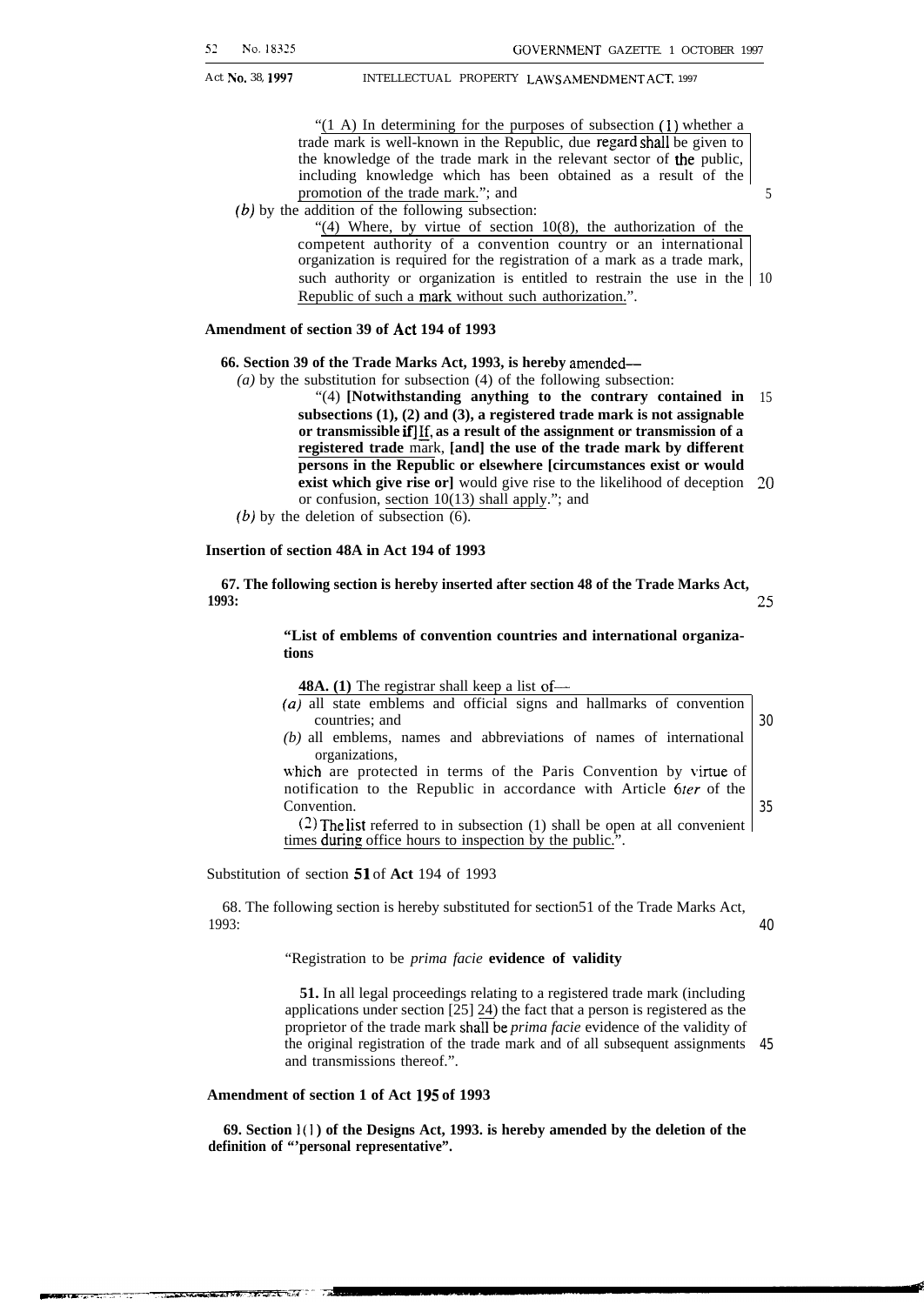"(1 A) In determining for the purposes of subsection (1) whether a trade mark is well-known in the Republic, due regard shall be given to the knowledge of the trade mark in the relevant sector of the public, including knowledge which has been obtained as a result of the promotion of the trade mark."; and

*(b)* by the addition of the following subsection:

"(4) Where, by virtue of section 10(8), the authorization of the competent authority of a convention country or an international organization is required for the registration of a mark as a trade mark, such authority or organization is entitled to restrain the use in the Republic of such a mark without such authorization.".

**Amendment of section 39 of Act 194 of 1993**

**66. Section 39 of the Trade Marks Act, 1993, is hereby amended—**

*(a)* by the substitution for subsection (4) of the following subsection:

"(4) **[Notwithstanding anything to the contrary contained in subsections (1), (2) and (3), a registered trade mark is not assignable or transmissible if]** If, as a result of the assignment or transmission of a registered trade mark, **[and]** the use of the trade mark **by different persons in the Republic or elsewhere [circumstances exist or would exist which give rise or]** would give rise to the likelihood of deception or confusion, section 10(13) shall apply."; and

*(b)* by the deletion of subsection (6).

**Insertion of section 48A in Act 194 of 1993**

**67. The following section is hereby inserted after section 48 of the Trade Marks Act, 1993:**

**"List of emblems of convention countries and international organizations**

**48A. (1)** The registrar shall keep a list of—

*(a)* all state emblems and official signs and hallmarks of convention countries; and

*(b)* all emblems, names and abbreviations of names of international organizations,

which are protected in terms of the Paris Convention by virtue of notification to the Republic in accordance with Article 6*ter* of the Convention.

(2) The list referred to in subsection (1) shall be open at all convenient times during office hours to inspection by the public.".

Substitution of section **51** of **Act** 194 of 1993

68. The following section is hereby substituted for section51 of the Trade Marks Act, 1993:

"Registration to be *prima facie* **evidence of validity**

**51.** In all legal proceedings relating to a registered trade mark (including applications under section [25] 24) the fact that a person is registered as the proprietor of the trade mark shall be *prima facie* evidence of the validity of the original registration of the trade mark and of all subsequent assignments and transmissions thereof.".

**Amendment of section 1 of Act 195 of 1993**

**69. Section 1(1) of the Designs Act, 1993. is hereby amended by the deletion of the definition of "'personal representative".**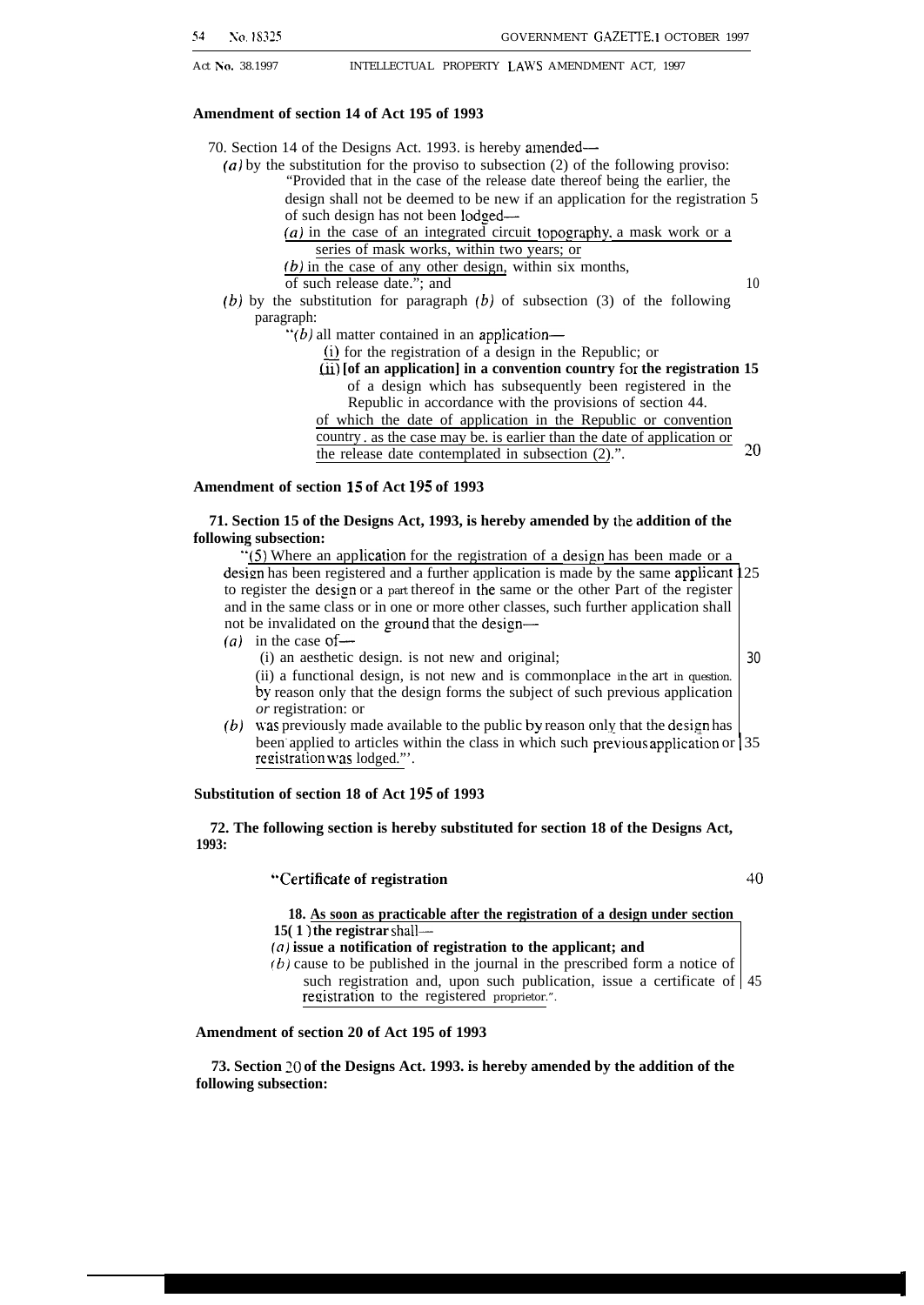**Amendment of section 14 of Act 195 of 1993**

70. Section 14 of the Designs Act, 1993, is hereby amended—

*(a)* by the substitution for the proviso to subsection (2) of the following proviso:

"Provided that in the case of the release date thereof being the earlier, the design shall not be deemed to be new if an application for the registration of such design has not been lodged—

*(a)* in the case of an integrated circuit topography, a mask work or a series of mask works, within two years; or

*(b)* in the case of any other design, within six months,

of such release date."; and

*(b)* by the substitution for paragraph *(b)* of subsection (3) of the following paragraph:

"*(b)* all matter contained in an application—

(i) for the registration of a design in the Republic; or

(ii) **[of an application] in a convention country for the registration** of a design which has subsequently been registered in the Republic in accordance with the provisions of section 44,

of which the date of application in the Republic or convention country, as the case may be, is earlier than the date of application or the release date contemplated in subsection (2).".

**Amendment of section 15 of Act 195 of 1993**

**71. Section 15 of the Designs Act, 1993, is hereby amended by the addition of the following subsection:**

"(5) Where an application for the registration of a design has been made or a design has been registered and a further application is made by the same applicant to register the design or a part thereof in the same or the other Part of the register and in the same class or in one or more other classes, such further application shall not be invalidated on the ground that the design—

*(a)* in the case of—

(i) an aesthetic design, is not new and original;

(ii) a functional design, is not new and is commonplace in the art in question,

by reason only that the design forms the subject of such previous application *or* registration: or

*(b)* was previously made available to the public by reason only that the design has been applied to articles within the class in which such previous application or registration was lodged."'.

**Substitution of section 18 of Act 195 of 1993**

**72. The following section is hereby substituted for section 18 of the Designs Act, 1993:**

"**Certificate of registration**

**18. As soon as practicable after the registration of a design under section 15(1) the registrar** shall—

*(a)* **issue a notification of registration to the applicant; and**

*(b)* cause to be published in the journal in the prescribed form a notice of such registration and, upon such publication, issue a certificate of registration to the registered proprietor.".

**Amendment of section 20 of Act 195 of 1993**

**73. Section 20 of the Designs Act, 1993, is hereby amended by the addition of the following subsection:**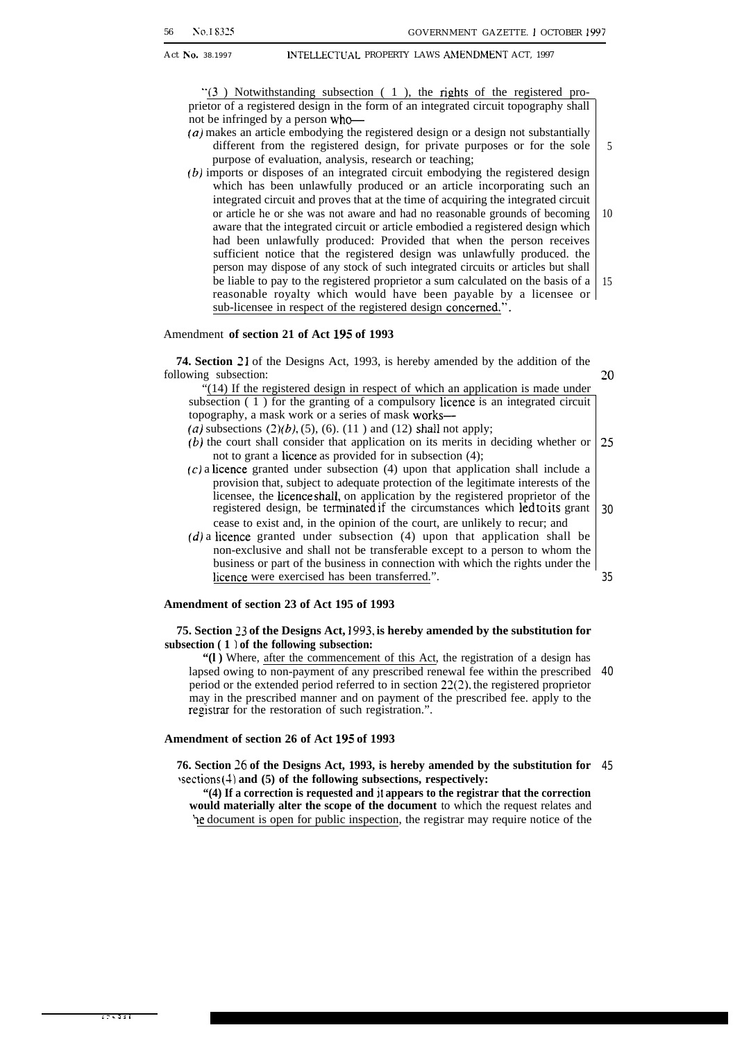"(3) Notwithstanding subsection (1), the rights of the registered proprietor of a registered design in the form of an integrated circuit topography shall not be infringed by a person who—

*(a)* makes an article embodying the registered design or a design not substantially different from the registered design, for private purposes or for the sole purpose of evaluation, analysis, research or teaching;

*(b)* imports or disposes of an integrated circuit embodying the registered design which has been unlawfully produced or an article incorporating such an integrated circuit and proves that at the time of acquiring the integrated circuit or article he or she was not aware and had no reasonable grounds of becoming aware that the integrated circuit or article embodied a registered design which had been unlawfully produced: Provided that when the person receives sufficient notice that the registered design was unlawfully produced, the person may dispose of any stock of such integrated circuits or articles but shall be liable to pay to the registered proprietor a sum calculated on the basis of a reasonable royalty which would have been payable by a licensee or sub-licensee in respect of the registered design concerned.".

**Amendment of section 21 of Act 195 of 1993**

**74.** Section 21 of the Designs Act, 1993, is hereby amended by the addition of the following subsection:

"(14) If the registered design in respect of which an application is made under subsection (1) for the granting of a compulsory licence is an integrated circuit topography, a mask work or a series of mask works—

*(a)* subsections (2)*(b)*, (5), (6), (11) and (12) shall not apply;

*(b)* the court shall consider that application on its merits in deciding whether or not to grant a licence as provided for in subsection (4);

*(c)* a licence granted under subsection (4) upon that application shall include a provision that, subject to adequate protection of the legitimate interests of the licensee, the licence shall, on application by the registered proprietor of the registered design, be terminated if the circumstances which led to its grant cease to exist and, in the opinion of the court, are unlikely to recur; and

*(d)* a licence granted under subsection (4) upon that application shall be non-exclusive and shall not be transferable except to a person to whom the business or part of the business in connection with which the rights under the licence were exercised has been transferred.".

**Amendment of section 23 of Act 195 of 1993**

**75. Section 23 of the Designs Act, 1993, is hereby amended by the substitution for subsection (1) of the following subsection:**

**"(1)** Where, after the commencement of this Act, the registration of a design has lapsed owing to non-payment of any prescribed renewal fee within the prescribed period or the extended period referred to in section 22(2), the registered proprietor may in the prescribed manner and on payment of the prescribed fee, apply to the registrar for the restoration of such registration.".

**Amendment of section 26 of Act 195 of 1993**

**76. Section 26 of the Designs Act, 1993, is hereby amended by the substitution for subsections (4) and (5) of the following subsections, respectively:**

**"(4) If a correction is requested and it appears to the registrar that the correction would materially alter the scope of the document** to which the request relates and the document is open for public inspection, the registrar may require notice of the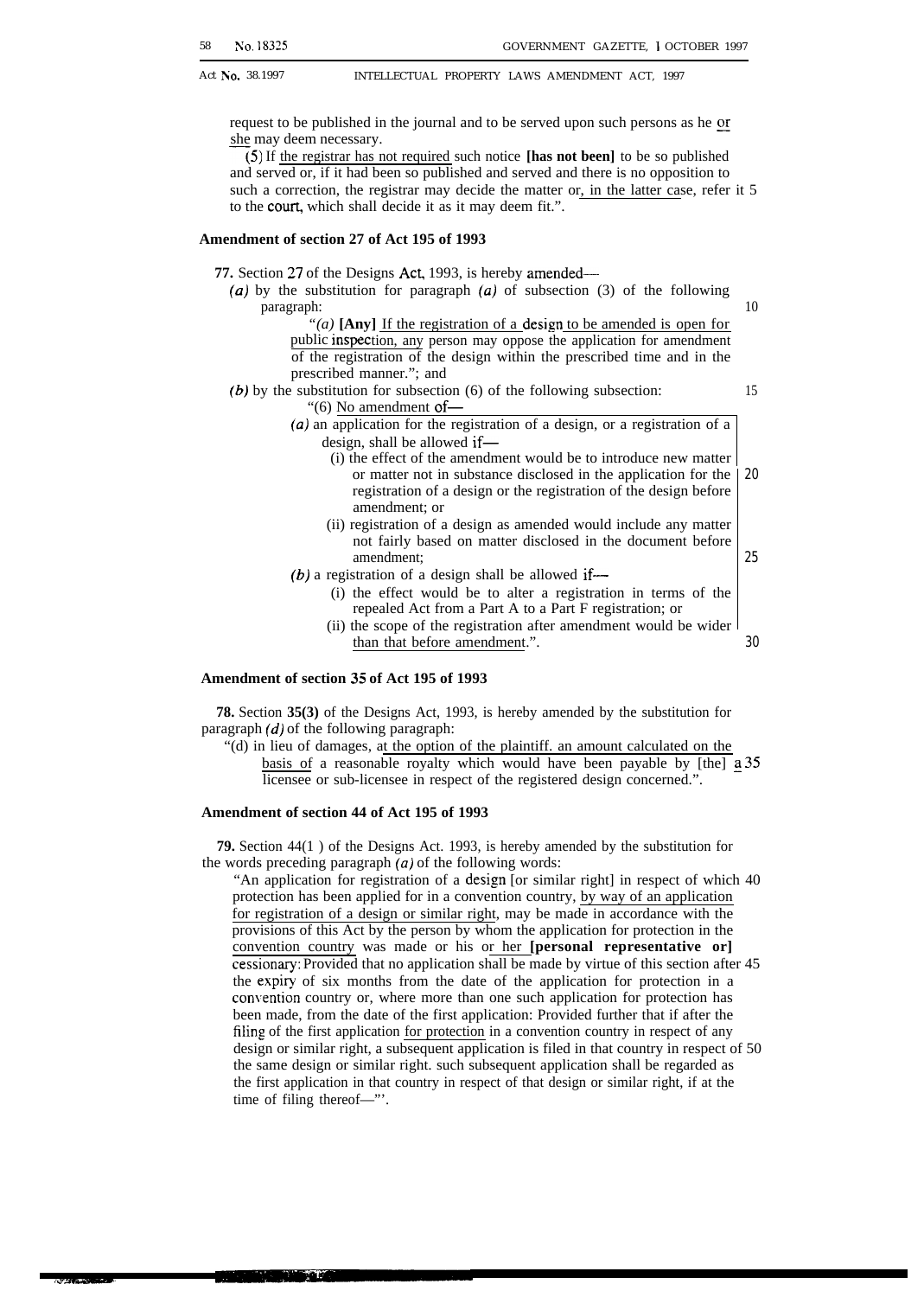request to be published in the journal and to be served upon such persons as he or she may deem necessary.

(5) If the registrar has not required such notice **[has not been]** to be so published and served or, if it had been so published and served and there is no opposition to such a correction, the registrar may decide the matter or, in the latter case, refer it to the court, which shall decide it as it may deem fit.".

**Amendment of section 27 of Act 195 of 1993**

**77.** Section 27 of the Designs Act, 1993, is hereby amended—

*(a)* by the substitution for paragraph *(a)* of subsection (3) of the following paragraph:

"*(a)* **[Any]** If the registration of a design to be amended is open for public inspection, any person may oppose the application for amendment of the registration of the design within the prescribed time and in the prescribed manner."; and

*(b)* by the substitution for subsection (6) of the following subsection:

"(6) No amendment of—

*(a)* an application for the registration of a design, or a registration of a design, shall be allowed if—

(i) the effect of the amendment would be to introduce new matter or matter not in substance disclosed in the application for the registration of a design or the registration of the design before amendment; or

(ii) registration of a design as amended would include any matter not fairly based on matter disclosed in the document before amendment;

*(b)* a registration of a design shall be allowed if—

(i) the effect would be to alter a registration in terms of the repealed Act from a Part A to a Part F registration; or

(ii) the scope of the registration after amendment would be wider than that before amendment.".

**Amendment of section 35 of Act 195 of 1993**

**78.** Section **35(3)** of the Designs Act, 1993, is hereby amended by the substitution for paragraph *(d)* of the following paragraph:

"(d) in lieu of damages, at the option of the plaintiff. an amount calculated on the basis of a reasonable royalty which would have been payable by [the] a licensee or sub-licensee in respect of the registered design concerned.".

**Amendment of section 44 of Act 195 of 1993**

**79.** Section 44(1 ) of the Designs Act. 1993, is hereby amended by the substitution for the words preceding paragraph *(a)* of the following words:

"An application for registration of a design [or similar right] in respect of which protection has been applied for in a convention country, by way of an application for registration of a design or similar right, may be made in accordance with the provisions of this Act by the person by whom the application for protection in the convention country was made or his or her **[personal representative or]** cessionary: Provided that no application shall be made by virtue of this section after the expiry of six months from the date of the application for protection in a convention country or, where more than one such application for protection has been made, from the date of the first application: Provided further that if after the filing of the first application for protection in a convention country in respect of any design or similar right, a subsequent application is filed in that country in respect of the same design or similar right. such subsequent application shall be regarded as the first application in that country in respect of that design or similar right, if at the time of filing thereof—"'.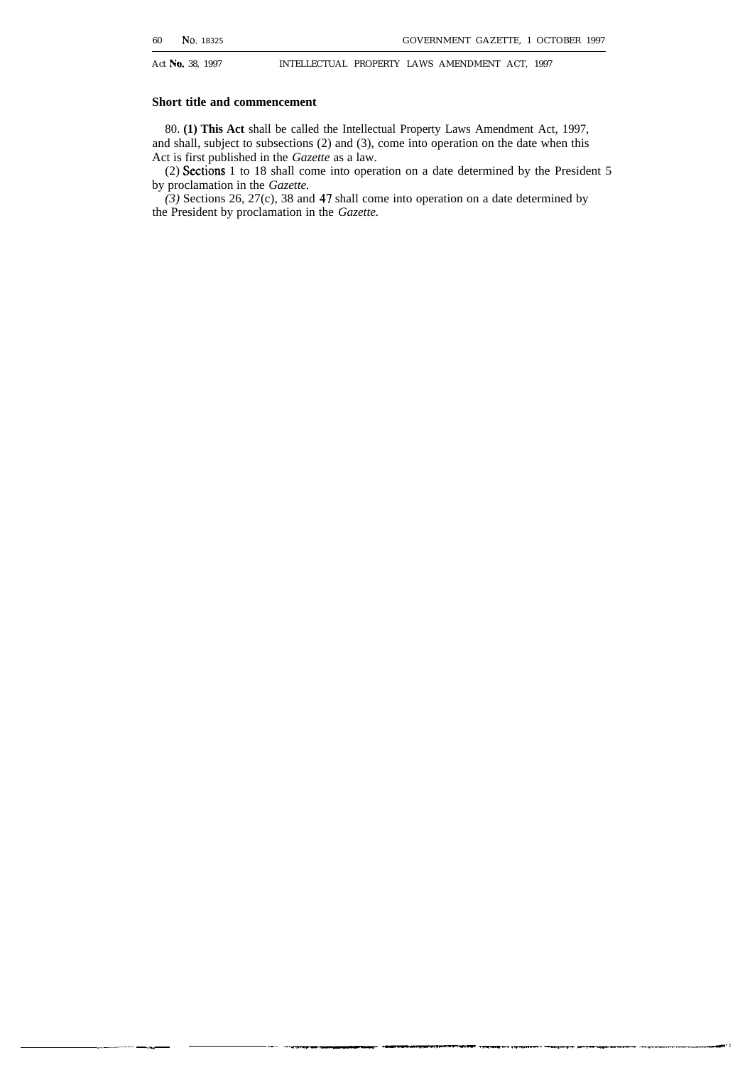**Short title and commencement**

80. **(1) This Act** shall be called the Intellectual Property Laws Amendment Act, 1997, and shall, subject to subsections (2) and (3), come into operation on the date when this Act is first published in the *Gazette* as a law.

(2) Sections 1 to 18 shall come into operation on a date determined by the President by proclamation in the *Gazette.*

*(3)* Sections 26, 27(c), 38 and 47 shall come into operation on a date determined by the President by proclamation in the *Gazette.*